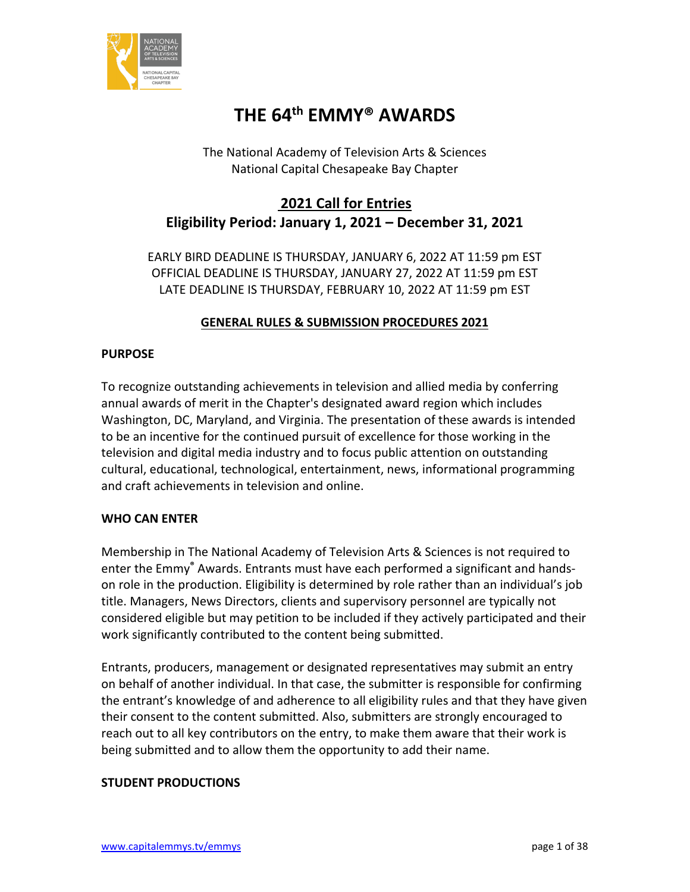# THE 64th EMMY® AWARDS

The National Academy of Television Arts & Sciences
National Capital Chesapeake Bay Chapter

## 2021 Call for Entries
## Eligibility Period: January 1, 2021 – December 31, 2021

EARLY BIRD DEADLINE IS THURSDAY, JANUARY 6, 2022 AT 11:59 pm EST
OFFICIAL DEADLINE IS THURSDAY, JANUARY 27, 2022 AT 11:59 pm EST
LATE DEADLINE IS THURSDAY, FEBRUARY 10, 2022 AT 11:59 pm EST

### GENERAL RULES & SUBMISSION PROCEDURES 2021

**PURPOSE**

To recognize outstanding achievements in television and allied media by conferring annual awards of merit in the Chapter's designated award region which includes Washington, DC, Maryland, and Virginia. The presentation of these awards is intended to be an incentive for the continued pursuit of excellence for those working in the television and digital media industry and to focus public attention on outstanding cultural, educational, technological, entertainment, news, informational programming and craft achievements in television and online.

**WHO CAN ENTER**

Membership in The National Academy of Television Arts & Sciences is not required to enter the Emmy® Awards. Entrants must have each performed a significant and hands-on role in the production. Eligibility is determined by role rather than an individual's job title. Managers, News Directors, clients and supervisory personnel are typically not considered eligible but may petition to be included if they actively participated and their work significantly contributed to the content being submitted.

Entrants, producers, management or designated representatives may submit an entry on behalf of another individual. In that case, the submitter is responsible for confirming the entrant's knowledge of and adherence to all eligibility rules and that they have given their consent to the content submitted. Also, submitters are strongly encouraged to reach out to all key contributors on the entry, to make them aware that their work is being submitted and to allow them the opportunity to add their name.

**STUDENT PRODUCTIONS**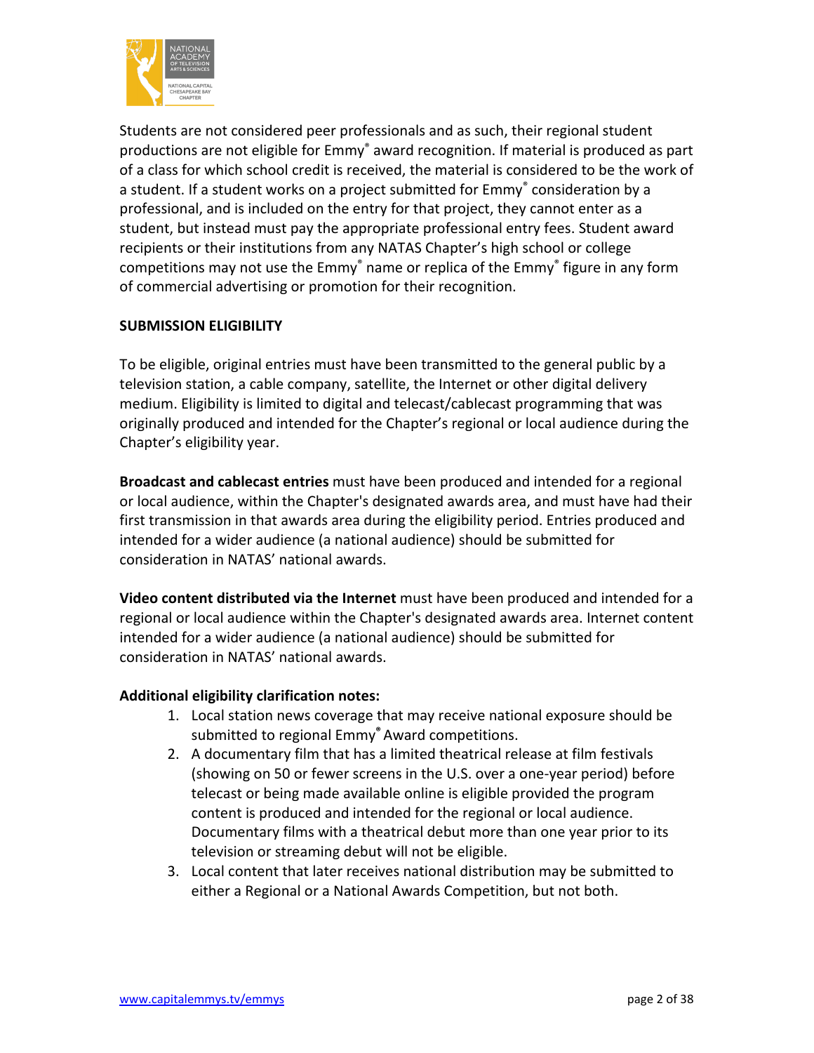Students are not considered peer professionals and as such, their regional student productions are not eligible for Emmy® award recognition. If material is produced as part of a class for which school credit is received, the material is considered to be the work of a student. If a student works on a project submitted for Emmy® consideration by a professional, and is included on the entry for that project, they cannot enter as a student, but instead must pay the appropriate professional entry fees. Student award recipients or their institutions from any NATAS Chapter's high school or college competitions may not use the Emmy® name or replica of the Emmy® figure in any form of commercial advertising or promotion for their recognition.

**SUBMISSION ELIGIBILITY**

To be eligible, original entries must have been transmitted to the general public by a television station, a cable company, satellite, the Internet or other digital delivery medium. Eligibility is limited to digital and telecast/cablecast programming that was originally produced and intended for the Chapter's regional or local audience during the Chapter's eligibility year.

**Broadcast and cablecast entries** must have been produced and intended for a regional or local audience, within the Chapter's designated awards area, and must have had their first transmission in that awards area during the eligibility period. Entries produced and intended for a wider audience (a national audience) should be submitted for consideration in NATAS' national awards.

**Video content distributed via the Internet** must have been produced and intended for a regional or local audience within the Chapter's designated awards area. Internet content intended for a wider audience (a national audience) should be submitted for consideration in NATAS' national awards.

**Additional eligibility clarification notes:**

1. Local station news coverage that may receive national exposure should be submitted to regional Emmy® Award competitions.
2. A documentary film that has a limited theatrical release at film festivals (showing on 50 or fewer screens in the U.S. over a one-year period) before telecast or being made available online is eligible provided the program content is produced and intended for the regional or local audience. Documentary films with a theatrical debut more than one year prior to its television or streaming debut will not be eligible.
3. Local content that later receives national distribution may be submitted to either a Regional or a National Awards Competition, but not both.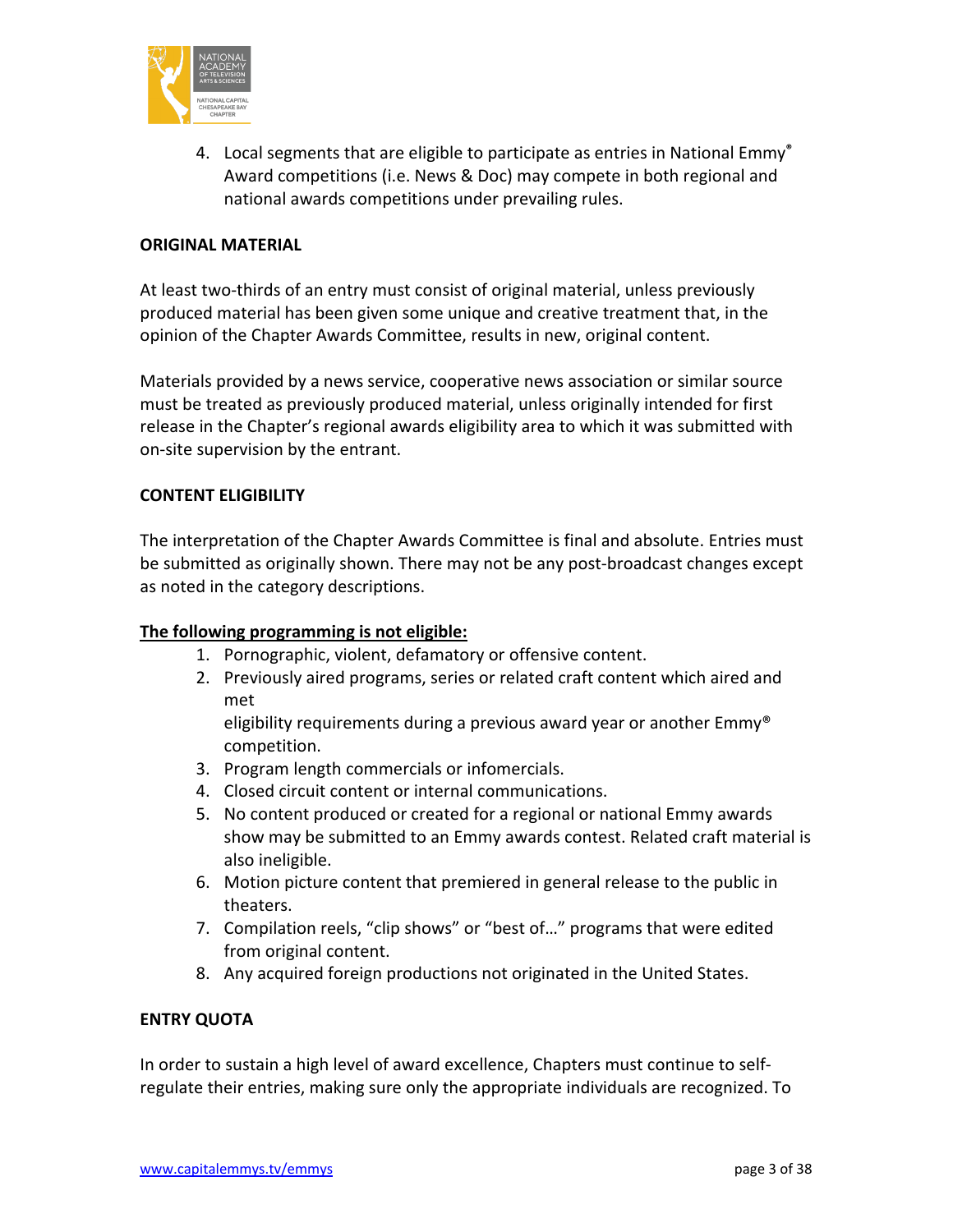4. Local segments that are eligible to participate as entries in National Emmy® Award competitions (i.e. News & Doc) may compete in both regional and national awards competitions under prevailing rules.

**ORIGINAL MATERIAL**

At least two-thirds of an entry must consist of original material, unless previously produced material has been given some unique and creative treatment that, in the opinion of the Chapter Awards Committee, results in new, original content.

Materials provided by a news service, cooperative news association or similar source must be treated as previously produced material, unless originally intended for first release in the Chapter's regional awards eligibility area to which it was submitted with on-site supervision by the entrant.

**CONTENT ELIGIBILITY**

The interpretation of the Chapter Awards Committee is final and absolute. Entries must be submitted as originally shown. There may not be any post-broadcast changes except as noted in the category descriptions.

**The following programming is not eligible:**

1. Pornographic, violent, defamatory or offensive content.
2. Previously aired programs, series or related craft content which aired and met eligibility requirements during a previous award year or another Emmy® competition.
3. Program length commercials or infomercials.
4. Closed circuit content or internal communications.
5. No content produced or created for a regional or national Emmy awards show may be submitted to an Emmy awards contest. Related craft material is also ineligible.
6. Motion picture content that premiered in general release to the public in theaters.
7. Compilation reels, "clip shows" or "best of…" programs that were edited from original content.
8. Any acquired foreign productions not originated in the United States.

**ENTRY QUOTA**

In order to sustain a high level of award excellence, Chapters must continue to self-regulate their entries, making sure only the appropriate individuals are recognized. To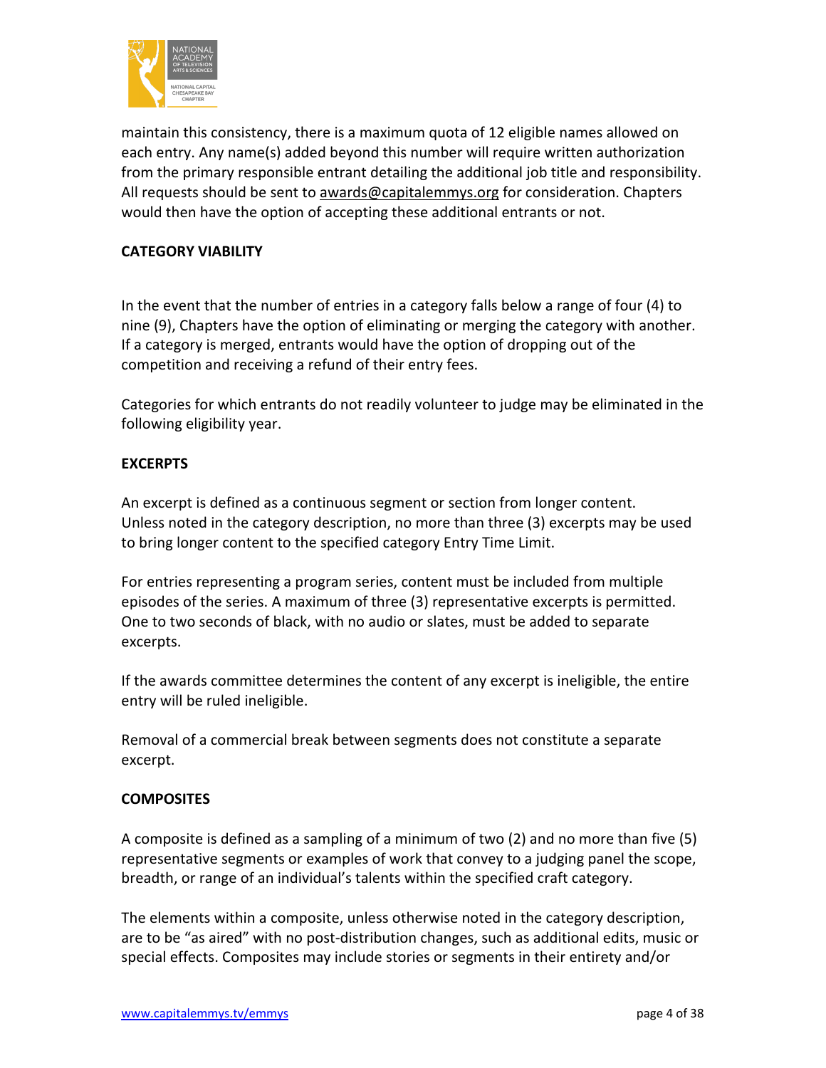maintain this consistency, there is a maximum quota of 12 eligible names allowed on each entry. Any name(s) added beyond this number will require written authorization from the primary responsible entrant detailing the additional job title and responsibility. All requests should be sent to awards@capitalemmys.org for consideration. Chapters would then have the option of accepting these additional entrants or not.

**CATEGORY VIABILITY**

In the event that the number of entries in a category falls below a range of four (4) to nine (9), Chapters have the option of eliminating or merging the category with another. If a category is merged, entrants would have the option of dropping out of the competition and receiving a refund of their entry fees.

Categories for which entrants do not readily volunteer to judge may be eliminated in the following eligibility year.

**EXCERPTS**

An excerpt is defined as a continuous segment or section from longer content. Unless noted in the category description, no more than three (3) excerpts may be used to bring longer content to the specified category Entry Time Limit.

For entries representing a program series, content must be included from multiple episodes of the series. A maximum of three (3) representative excerpts is permitted. One to two seconds of black, with no audio or slates, must be added to separate excerpts.

If the awards committee determines the content of any excerpt is ineligible, the entire entry will be ruled ineligible.

Removal of a commercial break between segments does not constitute a separate excerpt.

**COMPOSITES**

A composite is defined as a sampling of a minimum of two (2) and no more than five (5) representative segments or examples of work that convey to a judging panel the scope, breadth, or range of an individual's talents within the specified craft category.

The elements within a composite, unless otherwise noted in the category description, are to be "as aired" with no post-distribution changes, such as additional edits, music or special effects. Composites may include stories or segments in their entirety and/or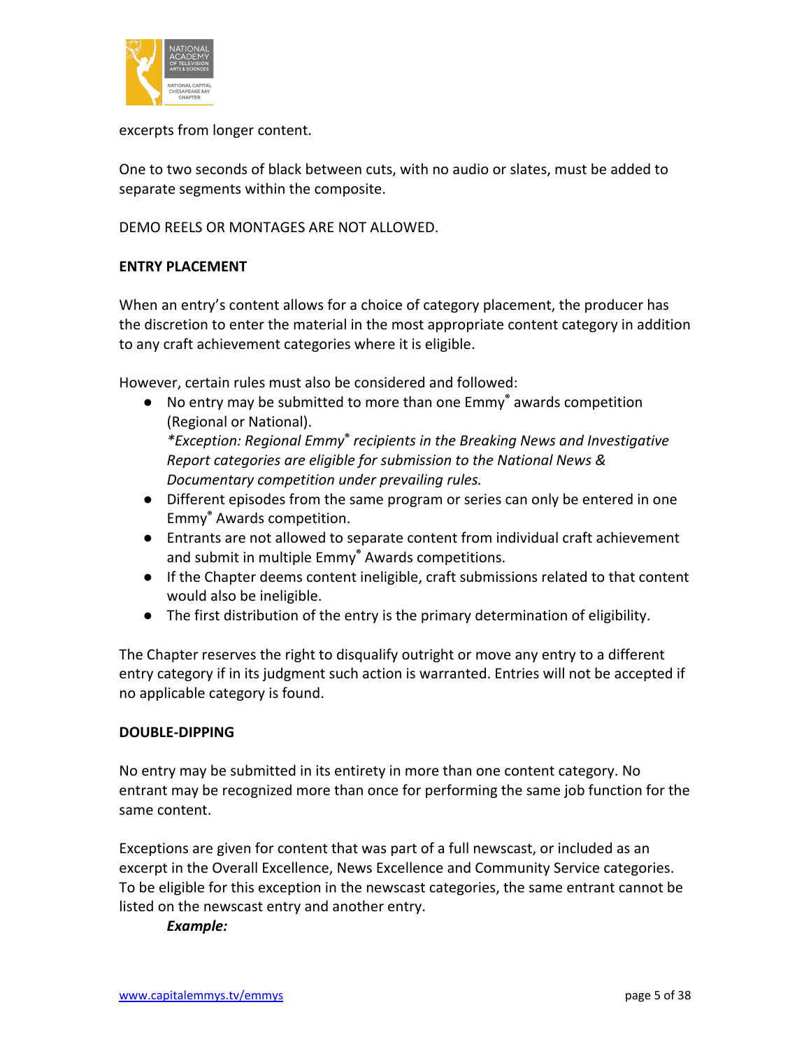excerpts from longer content.

One to two seconds of black between cuts, with no audio or slates, must be added to separate segments within the composite.

DEMO REELS OR MONTAGES ARE NOT ALLOWED.

**ENTRY PLACEMENT**

When an entry's content allows for a choice of category placement, the producer has the discretion to enter the material in the most appropriate content category in addition to any craft achievement categories where it is eligible.

However, certain rules must also be considered and followed:

- No entry may be submitted to more than one Emmy® awards competition (Regional or National).
  *\*Exception: Regional Emmy® recipients in the Breaking News and Investigative Report categories are eligible for submission to the National News & Documentary competition under prevailing rules.*
- Different episodes from the same program or series can only be entered in one Emmy® Awards competition.
- Entrants are not allowed to separate content from individual craft achievement and submit in multiple Emmy® Awards competitions.
- If the Chapter deems content ineligible, craft submissions related to that content would also be ineligible.
- The first distribution of the entry is the primary determination of eligibility.

The Chapter reserves the right to disqualify outright or move any entry to a different entry category if in its judgment such action is warranted. Entries will not be accepted if no applicable category is found.

**DOUBLE-DIPPING**

No entry may be submitted in its entirety in more than one content category. No entrant may be recognized more than once for performing the same job function for the same content.

Exceptions are given for content that was part of a full newscast, or included as an excerpt in the Overall Excellence, News Excellence and Community Service categories. To be eligible for this exception in the newscast categories, the same entrant cannot be listed on the newscast entry and another entry.

***Example:***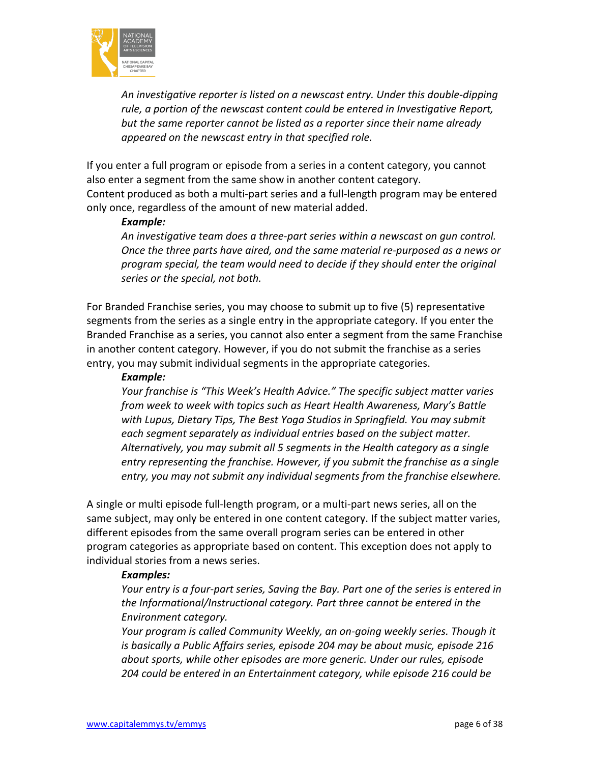*An investigative reporter is listed on a newscast entry. Under this double-dipping rule, a portion of the newscast content could be entered in Investigative Report, but the same reporter cannot be listed as a reporter since their name already appeared on the newscast entry in that specified role.*

If you enter a full program or episode from a series in a content category, you cannot also enter a segment from the same show in another content category.
Content produced as both a multi-part series and a full-length program may be entered only once, regardless of the amount of new material added.

***Example:***

*An investigative team does a three-part series within a newscast on gun control. Once the three parts have aired, and the same material re-purposed as a news or program special, the team would need to decide if they should enter the original series or the special, not both.*

For Branded Franchise series, you may choose to submit up to five (5) representative segments from the series as a single entry in the appropriate category. If you enter the Branded Franchise as a series, you cannot also enter a segment from the same Franchise in another content category. However, if you do not submit the franchise as a series entry, you may submit individual segments in the appropriate categories.

***Example:***

*Your franchise is "This Week's Health Advice." The specific subject matter varies from week to week with topics such as Heart Health Awareness, Mary's Battle with Lupus, Dietary Tips, The Best Yoga Studios in Springfield. You may submit each segment separately as individual entries based on the subject matter. Alternatively, you may submit all 5 segments in the Health category as a single entry representing the franchise. However, if you submit the franchise as a single entry, you may not submit any individual segments from the franchise elsewhere.*

A single or multi episode full-length program, or a multi-part news series, all on the same subject, may only be entered in one content category. If the subject matter varies, different episodes from the same overall program series can be entered in other program categories as appropriate based on content. This exception does not apply to individual stories from a news series.

***Examples:***

*Your entry is a four-part series, Saving the Bay. Part one of the series is entered in the Informational/Instructional category. Part three cannot be entered in the Environment category.*

*Your program is called Community Weekly, an on-going weekly series. Though it is basically a Public Affairs series, episode 204 may be about music, episode 216 about sports, while other episodes are more generic. Under our rules, episode 204 could be entered in an Entertainment category, while episode 216 could be*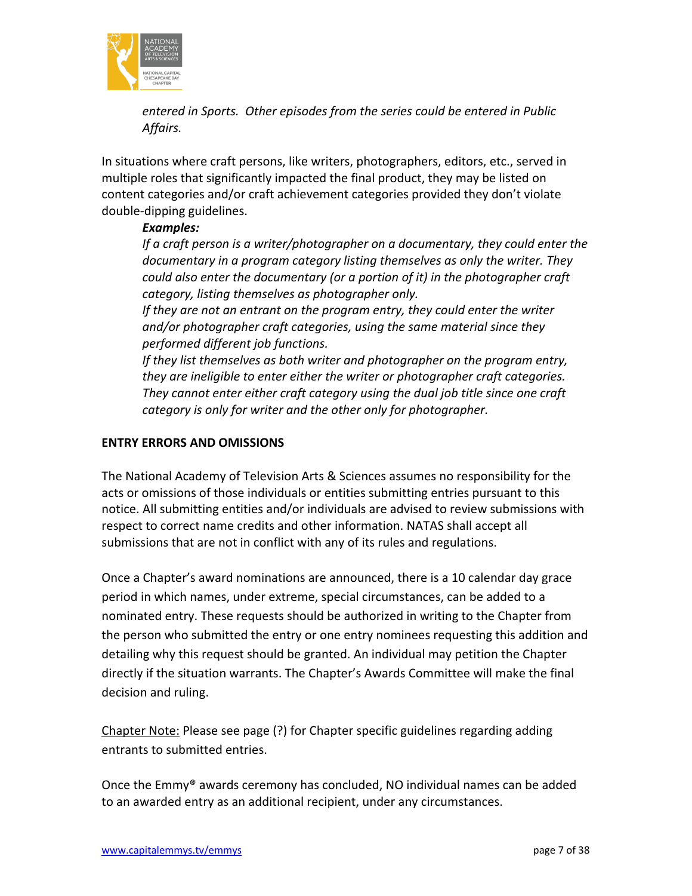*entered in Sports. Other episodes from the series could be entered in Public Affairs.*

In situations where craft persons, like writers, photographers, editors, etc., served in multiple roles that significantly impacted the final product, they may be listed on content categories and/or craft achievement categories provided they don't violate double-dipping guidelines.

***Examples:***

*If a craft person is a writer/photographer on a documentary, they could enter the documentary in a program category listing themselves as only the writer. They could also enter the documentary (or a portion of it) in the photographer craft category, listing themselves as photographer only.*

*If they are not an entrant on the program entry, they could enter the writer and/or photographer craft categories, using the same material since they performed different job functions.*

*If they list themselves as both writer and photographer on the program entry, they are ineligible to enter either the writer or photographer craft categories. They cannot enter either craft category using the dual job title since one craft category is only for writer and the other only for photographer.*

**ENTRY ERRORS AND OMISSIONS**

The National Academy of Television Arts & Sciences assumes no responsibility for the acts or omissions of those individuals or entities submitting entries pursuant to this notice. All submitting entities and/or individuals are advised to review submissions with respect to correct name credits and other information. NATAS shall accept all submissions that are not in conflict with any of its rules and regulations.

Once a Chapter's award nominations are announced, there is a 10 calendar day grace period in which names, under extreme, special circumstances, can be added to a nominated entry. These requests should be authorized in writing to the Chapter from the person who submitted the entry or one entry nominees requesting this addition and detailing why this request should be granted. An individual may petition the Chapter directly if the situation warrants. The Chapter's Awards Committee will make the final decision and ruling.

<u>Chapter Note:</u> Please see page (?) for Chapter specific guidelines regarding adding entrants to submitted entries.

Once the Emmy® awards ceremony has concluded, NO individual names can be added to an awarded entry as an additional recipient, under any circumstances.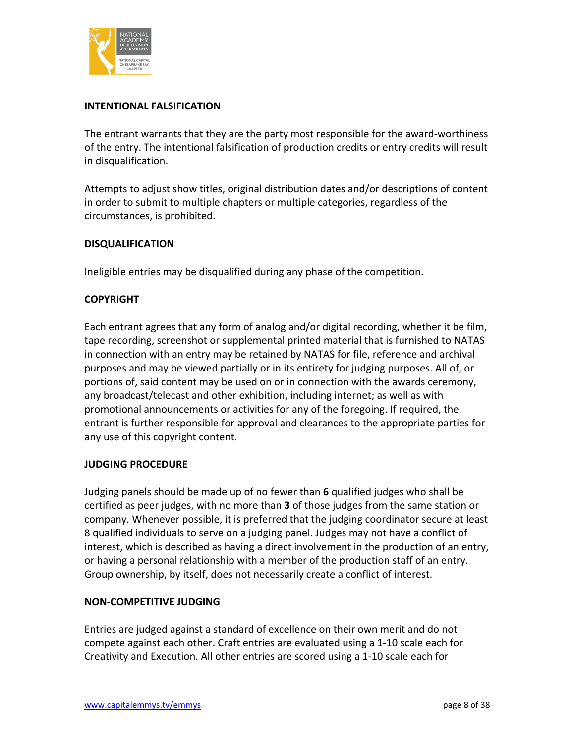## INTENTIONAL FALSIFICATION

The entrant warrants that they are the party most responsible for the award-worthiness of the entry. The intentional falsification of production credits or entry credits will result in disqualification.

Attempts to adjust show titles, original distribution dates and/or descriptions of content in order to submit to multiple chapters or multiple categories, regardless of the circumstances, is prohibited.

## DISQUALIFICATION

Ineligible entries may be disqualified during any phase of the competition.

## COPYRIGHT

Each entrant agrees that any form of analog and/or digital recording, whether it be film, tape recording, screenshot or supplemental printed material that is furnished to NATAS in connection with an entry may be retained by NATAS for file, reference and archival purposes and may be viewed partially or in its entirety for judging purposes. All of, or portions of, said content may be used on or in connection with the awards ceremony, any broadcast/telecast and other exhibition, including internet; as well as with promotional announcements or activities for any of the foregoing. If required, the entrant is further responsible for approval and clearances to the appropriate parties for any use of this copyright content.

## JUDGING PROCEDURE

Judging panels should be made up of no fewer than **6** qualified judges who shall be certified as peer judges, with no more than **3** of those judges from the same station or company. Whenever possible, it is preferred that the judging coordinator secure at least 8 qualified individuals to serve on a judging panel. Judges may not have a conflict of interest, which is described as having a direct involvement in the production of an entry, or having a personal relationship with a member of the production staff of an entry. Group ownership, by itself, does not necessarily create a conflict of interest.

## NON-COMPETITIVE JUDGING

Entries are judged against a standard of excellence on their own merit and do not compete against each other. Craft entries are evaluated using a 1-10 scale each for Creativity and Execution. All other entries are scored using a 1-10 scale each for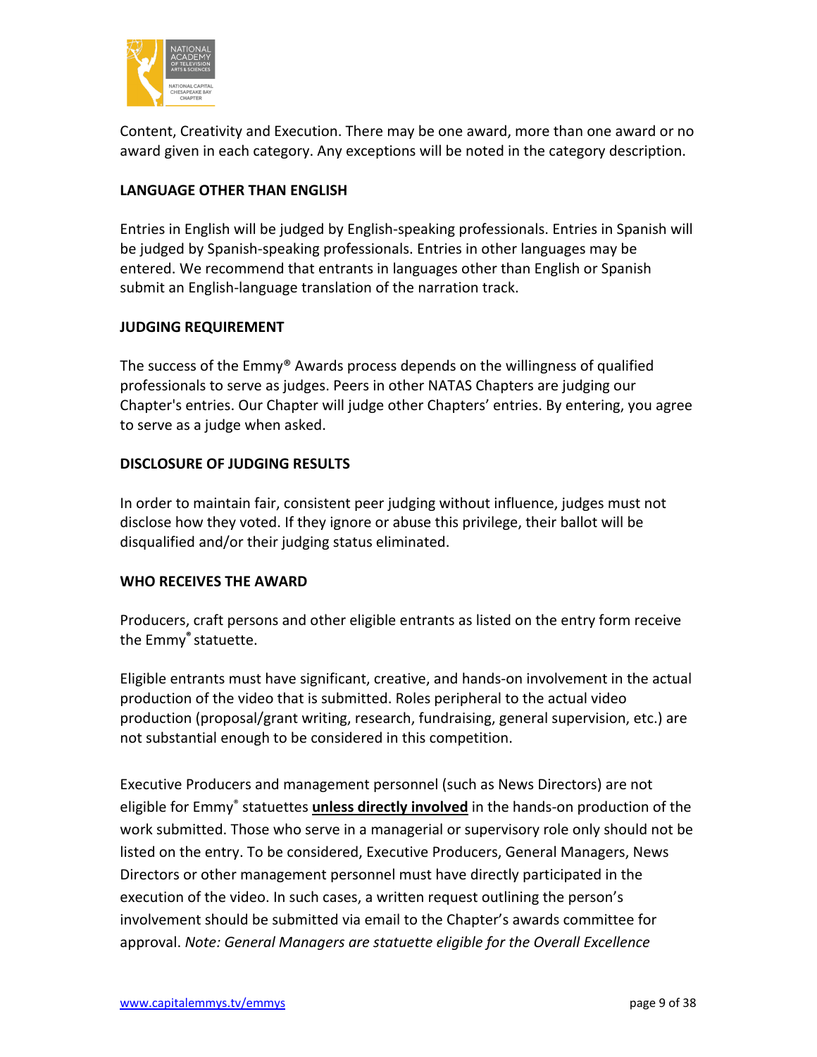Content, Creativity and Execution. There may be one award, more than one award or no award given in each category. Any exceptions will be noted in the category description.

### LANGUAGE OTHER THAN ENGLISH

Entries in English will be judged by English-speaking professionals. Entries in Spanish will be judged by Spanish-speaking professionals. Entries in other languages may be entered. We recommend that entrants in languages other than English or Spanish submit an English-language translation of the narration track.

### JUDGING REQUIREMENT

The success of the Emmy® Awards process depends on the willingness of qualified professionals to serve as judges. Peers in other NATAS Chapters are judging our Chapter's entries. Our Chapter will judge other Chapters' entries. By entering, you agree to serve as a judge when asked.

### DISCLOSURE OF JUDGING RESULTS

In order to maintain fair, consistent peer judging without influence, judges must not disclose how they voted. If they ignore or abuse this privilege, their ballot will be disqualified and/or their judging status eliminated.

### WHO RECEIVES THE AWARD

Producers, craft persons and other eligible entrants as listed on the entry form receive the Emmy® statuette.

Eligible entrants must have significant, creative, and hands-on involvement in the actual production of the video that is submitted. Roles peripheral to the actual video production (proposal/grant writing, research, fundraising, general supervision, etc.) are not substantial enough to be considered in this competition.

Executive Producers and management personnel (such as News Directors) are not eligible for Emmy® statuettes **unless directly involved** in the hands-on production of the work submitted. Those who serve in a managerial or supervisory role only should not be listed on the entry. To be considered, Executive Producers, General Managers, News Directors or other management personnel must have directly participated in the execution of the video. In such cases, a written request outlining the person's involvement should be submitted via email to the Chapter's awards committee for approval. *Note: General Managers are statuette eligible for the Overall Excellence*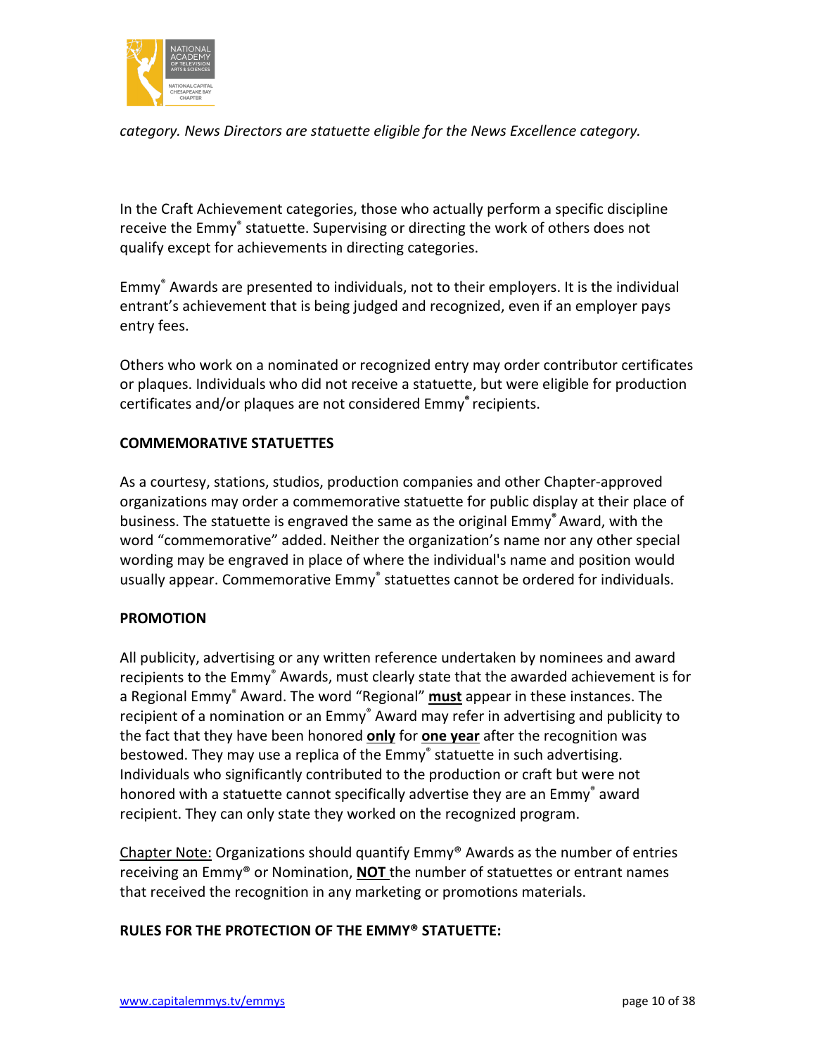*category. News Directors are statuette eligible for the News Excellence category.*

In the Craft Achievement categories, those who actually perform a specific discipline receive the Emmy® statuette. Supervising or directing the work of others does not qualify except for achievements in directing categories.

Emmy® Awards are presented to individuals, not to their employers. It is the individual entrant's achievement that is being judged and recognized, even if an employer pays entry fees.

Others who work on a nominated or recognized entry may order contributor certificates or plaques. Individuals who did not receive a statuette, but were eligible for production certificates and/or plaques are not considered Emmy® recipients.

**COMMEMORATIVE STATUETTES**

As a courtesy, stations, studios, production companies and other Chapter-approved organizations may order a commemorative statuette for public display at their place of business. The statuette is engraved the same as the original Emmy® Award, with the word "commemorative" added. Neither the organization's name nor any other special wording may be engraved in place of where the individual's name and position would usually appear. Commemorative Emmy® statuettes cannot be ordered for individuals.

**PROMOTION**

All publicity, advertising or any written reference undertaken by nominees and award recipients to the Emmy® Awards, must clearly state that the awarded achievement is for a Regional Emmy® Award. The word "Regional" **must** appear in these instances. The recipient of a nomination or an Emmy® Award may refer in advertising and publicity to the fact that they have been honored **only** for **one year** after the recognition was bestowed. They may use a replica of the Emmy® statuette in such advertising. Individuals who significantly contributed to the production or craft but were not honored with a statuette cannot specifically advertise they are an Emmy® award recipient. They can only state they worked on the recognized program.

Chapter Note: Organizations should quantify Emmy® Awards as the number of entries receiving an Emmy® or Nomination, **NOT** the number of statuettes or entrant names that received the recognition in any marketing or promotions materials.

**RULES FOR THE PROTECTION OF THE EMMY® STATUETTE:**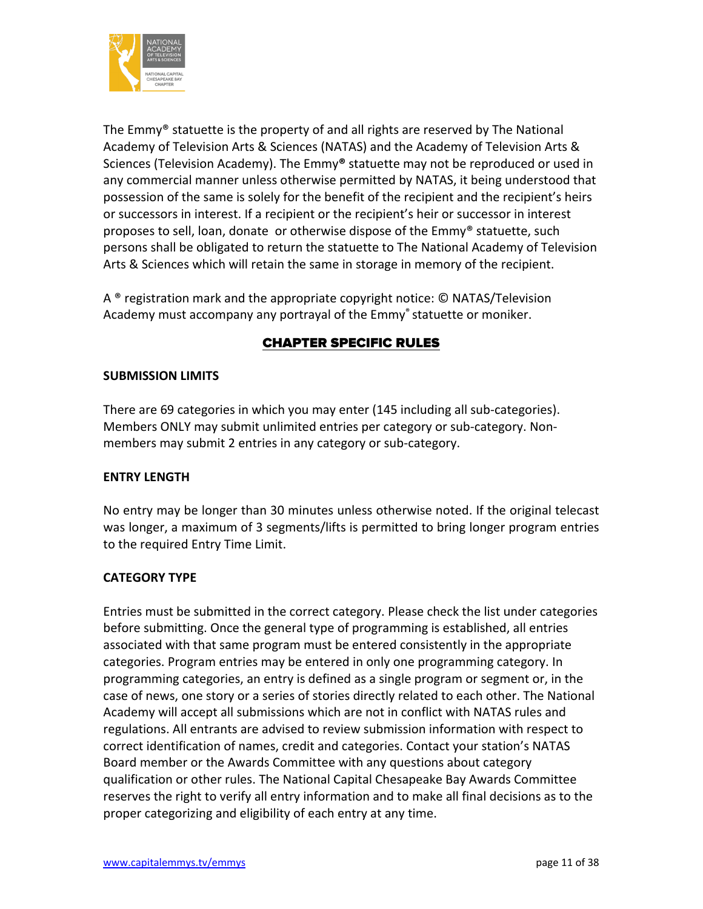The Emmy® statuette is the property of and all rights are reserved by The National Academy of Television Arts & Sciences (NATAS) and the Academy of Television Arts & Sciences (Television Academy). The Emmy**®** statuette may not be reproduced or used in any commercial manner unless otherwise permitted by NATAS, it being understood that possession of the same is solely for the benefit of the recipient and the recipient's heirs or successors in interest. If a recipient or the recipient's heir or successor in interest proposes to sell, loan, donate or otherwise dispose of the Emmy® statuette, such persons shall be obligated to return the statuette to The National Academy of Television Arts & Sciences which will retain the same in storage in memory of the recipient.

A ® registration mark and the appropriate copyright notice: © NATAS/Television Academy must accompany any portrayal of the Emmy® statuette or moniker.

## CHAPTER SPECIFIC RULES

### SUBMISSION LIMITS

There are 69 categories in which you may enter (145 including all sub-categories). Members ONLY may submit unlimited entries per category or sub-category. Non-members may submit 2 entries in any category or sub-category.

### ENTRY LENGTH

No entry may be longer than 30 minutes unless otherwise noted. If the original telecast was longer, a maximum of 3 segments/lifts is permitted to bring longer program entries to the required Entry Time Limit.

### CATEGORY TYPE

Entries must be submitted in the correct category. Please check the list under categories before submitting. Once the general type of programming is established, all entries associated with that same program must be entered consistently in the appropriate categories. Program entries may be entered in only one programming category. In programming categories, an entry is defined as a single program or segment or, in the case of news, one story or a series of stories directly related to each other. The National Academy will accept all submissions which are not in conflict with NATAS rules and regulations. All entrants are advised to review submission information with respect to correct identification of names, credit and categories. Contact your station's NATAS Board member or the Awards Committee with any questions about category qualification or other rules. The National Capital Chesapeake Bay Awards Committee reserves the right to verify all entry information and to make all final decisions as to the proper categorizing and eligibility of each entry at any time.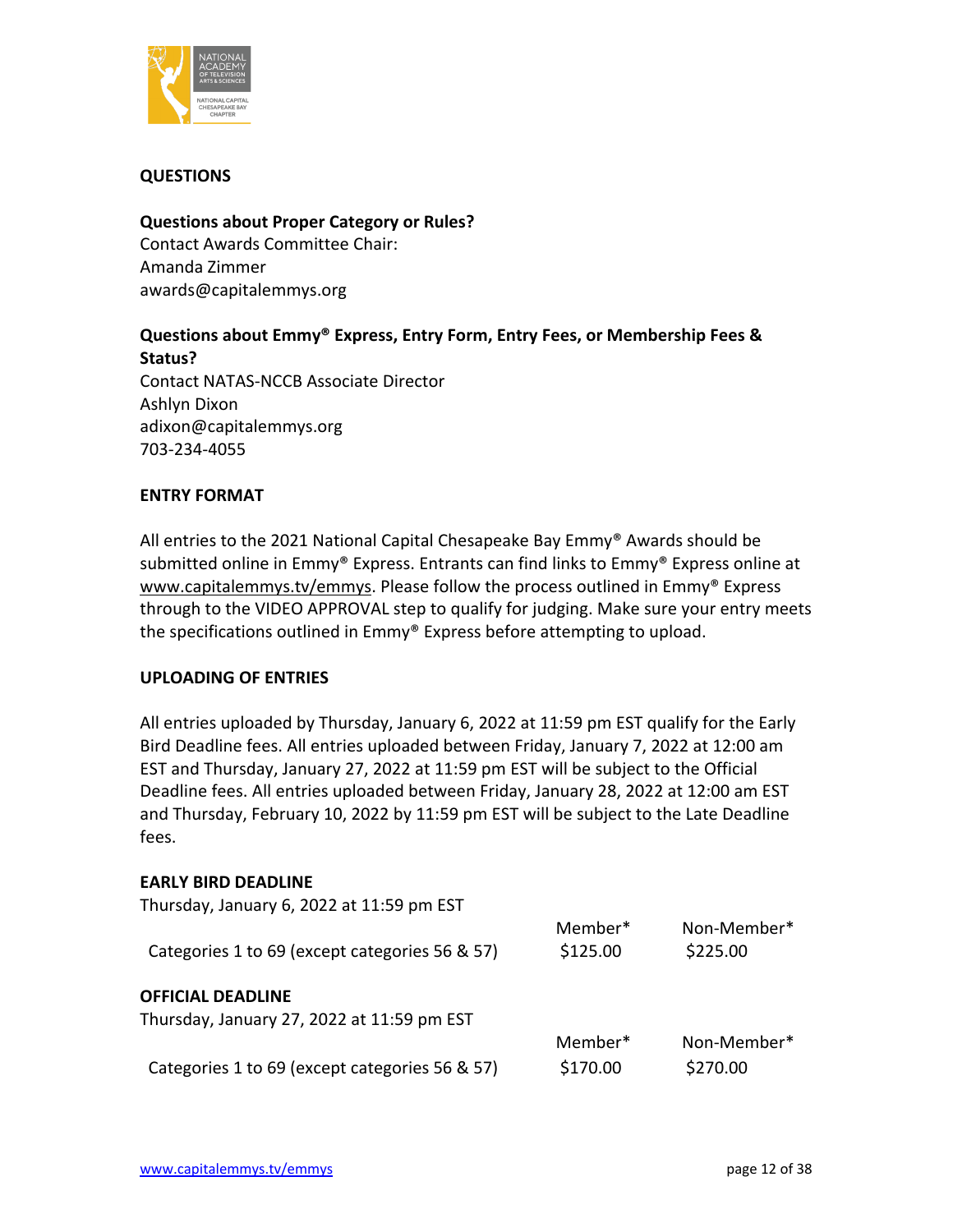## QUESTIONS

**Questions about Proper Category or Rules?**
Contact Awards Committee Chair:
Amanda Zimmer
awards@capitalemmys.org

**Questions about Emmy® Express, Entry Form, Entry Fees, or Membership Fees & Status?**
Contact NATAS-NCCB Associate Director
Ashlyn Dixon
adixon@capitalemmys.org
703-234-4055

## ENTRY FORMAT

All entries to the 2021 National Capital Chesapeake Bay Emmy® Awards should be submitted online in Emmy® Express. Entrants can find links to Emmy® Express online at www.capitalemmys.tv/emmys. Please follow the process outlined in Emmy® Express through to the VIDEO APPROVAL step to qualify for judging. Make sure your entry meets the specifications outlined in Emmy® Express before attempting to upload.

## UPLOADING OF ENTRIES

All entries uploaded by Thursday, January 6, 2022 at 11:59 pm EST qualify for the Early Bird Deadline fees. All entries uploaded between Friday, January 7, 2022 at 12:00 am EST and Thursday, January 27, 2022 at 11:59 pm EST will be subject to the Official Deadline fees. All entries uploaded between Friday, January 28, 2022 at 12:00 am EST and Thursday, February 10, 2022 by 11:59 pm EST will be subject to the Late Deadline fees.

## EARLY BIRD DEADLINE

Thursday, January 6, 2022 at 11:59 pm EST

| | Member* | Non-Member* |
|---|---|---|
| Categories 1 to 69 (except categories 56 & 57) | $125.00 | $225.00 |

## OFFICIAL DEADLINE

Thursday, January 27, 2022 at 11:59 pm EST

| | Member* | Non-Member* |
|---|---|---|
| Categories 1 to 69 (except categories 56 & 57) | $170.00 | $270.00 |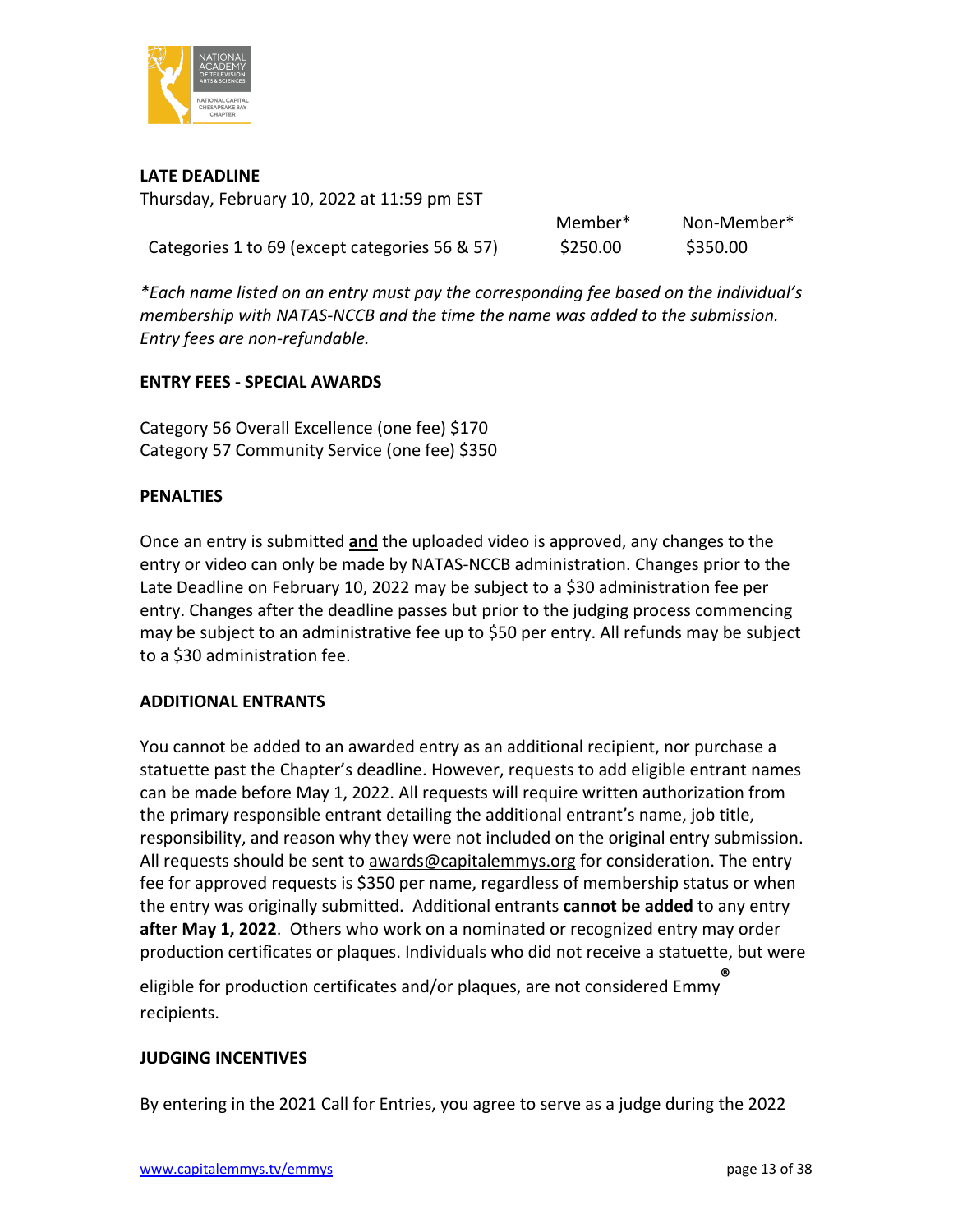**LATE DEADLINE**

Thursday, February 10, 2022 at 11:59 pm EST

| | Member* | Non-Member* |
|---|---|---|
| Categories 1 to 69 (except categories 56 & 57) | $250.00 | $350.00 |

*\*Each name listed on an entry must pay the corresponding fee based on the individual's membership with NATAS-NCCB and the time the name was added to the submission. Entry fees are non-refundable.*

**ENTRY FEES - SPECIAL AWARDS**

Category 56 Overall Excellence (one fee) $170
Category 57 Community Service (one fee) $350

**PENALTIES**

Once an entry is submitted **and** the uploaded video is approved, any changes to the entry or video can only be made by NATAS-NCCB administration. Changes prior to the Late Deadline on February 10, 2022 may be subject to a $30 administration fee per entry. Changes after the deadline passes but prior to the judging process commencing may be subject to an administrative fee up to $50 per entry. All refunds may be subject to a $30 administration fee.

**ADDITIONAL ENTRANTS**

You cannot be added to an awarded entry as an additional recipient, nor purchase a statuette past the Chapter's deadline. However, requests to add eligible entrant names can be made before May 1, 2022. All requests will require written authorization from the primary responsible entrant detailing the additional entrant's name, job title, responsibility, and reason why they were not included on the original entry submission. All requests should be sent to awards@capitalemmys.org for consideration. The entry fee for approved requests is $350 per name, regardless of membership status or when the entry was originally submitted. Additional entrants **cannot be added** to any entry **after May 1, 2022**. Others who work on a nominated or recognized entry may order production certificates or plaques. Individuals who did not receive a statuette, but were eligible for production certificates and/or plaques, are not considered Emmy® recipients.

**JUDGING INCENTIVES**

By entering in the 2021 Call for Entries, you agree to serve as a judge during the 2022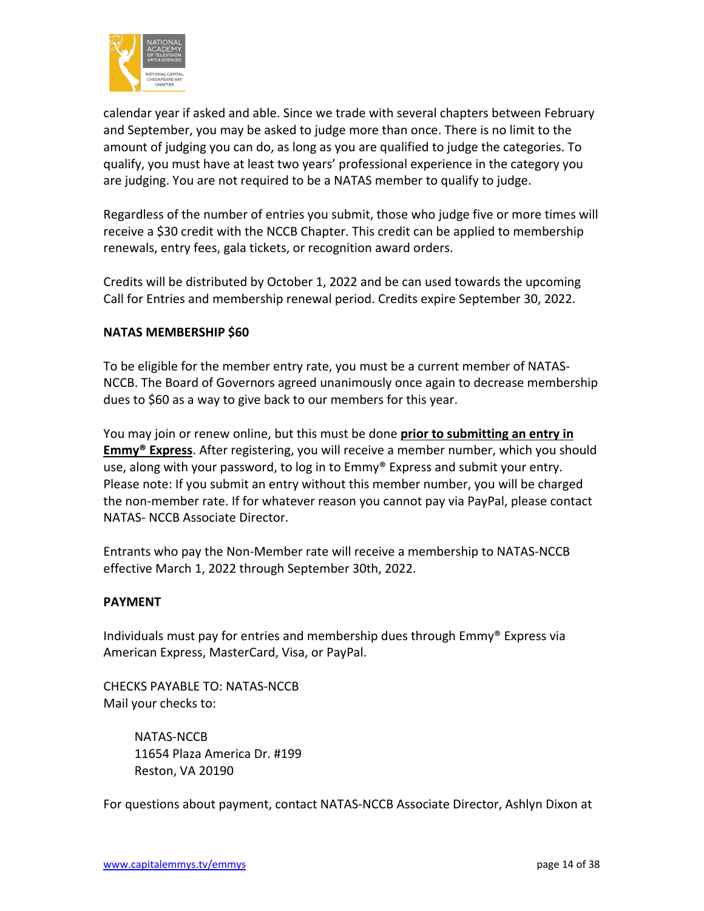calendar year if asked and able. Since we trade with several chapters between February and September, you may be asked to judge more than once. There is no limit to the amount of judging you can do, as long as you are qualified to judge the categories. To qualify, you must have at least two years' professional experience in the category you are judging. You are not required to be a NATAS member to qualify to judge.

Regardless of the number of entries you submit, those who judge five or more times will receive a $30 credit with the NCCB Chapter. This credit can be applied to membership renewals, entry fees, gala tickets, or recognition award orders.

Credits will be distributed by October 1, 2022 and be can used towards the upcoming Call for Entries and membership renewal period. Credits expire September 30, 2022.

**NATAS MEMBERSHIP $60**

To be eligible for the member entry rate, you must be a current member of NATAS-NCCB. The Board of Governors agreed unanimously once again to decrease membership dues to $60 as a way to give back to our members for this year.

You may join or renew online, but this must be done **prior to submitting an entry in Emmy® Express**. After registering, you will receive a member number, which you should use, along with your password, to log in to Emmy® Express and submit your entry. Please note: If you submit an entry without this member number, you will be charged the non-member rate. If for whatever reason you cannot pay via PayPal, please contact NATAS- NCCB Associate Director.

Entrants who pay the Non-Member rate will receive a membership to NATAS-NCCB effective March 1, 2022 through September 30th, 2022.

**PAYMENT**

Individuals must pay for entries and membership dues through Emmy® Express via American Express, MasterCard, Visa, or PayPal.

CHECKS PAYABLE TO: NATAS-NCCB
Mail your checks to:

> NATAS-NCCB
> 11654 Plaza America Dr. #199
> Reston, VA 20190

For questions about payment, contact NATAS-NCCB Associate Director, Ashlyn Dixon at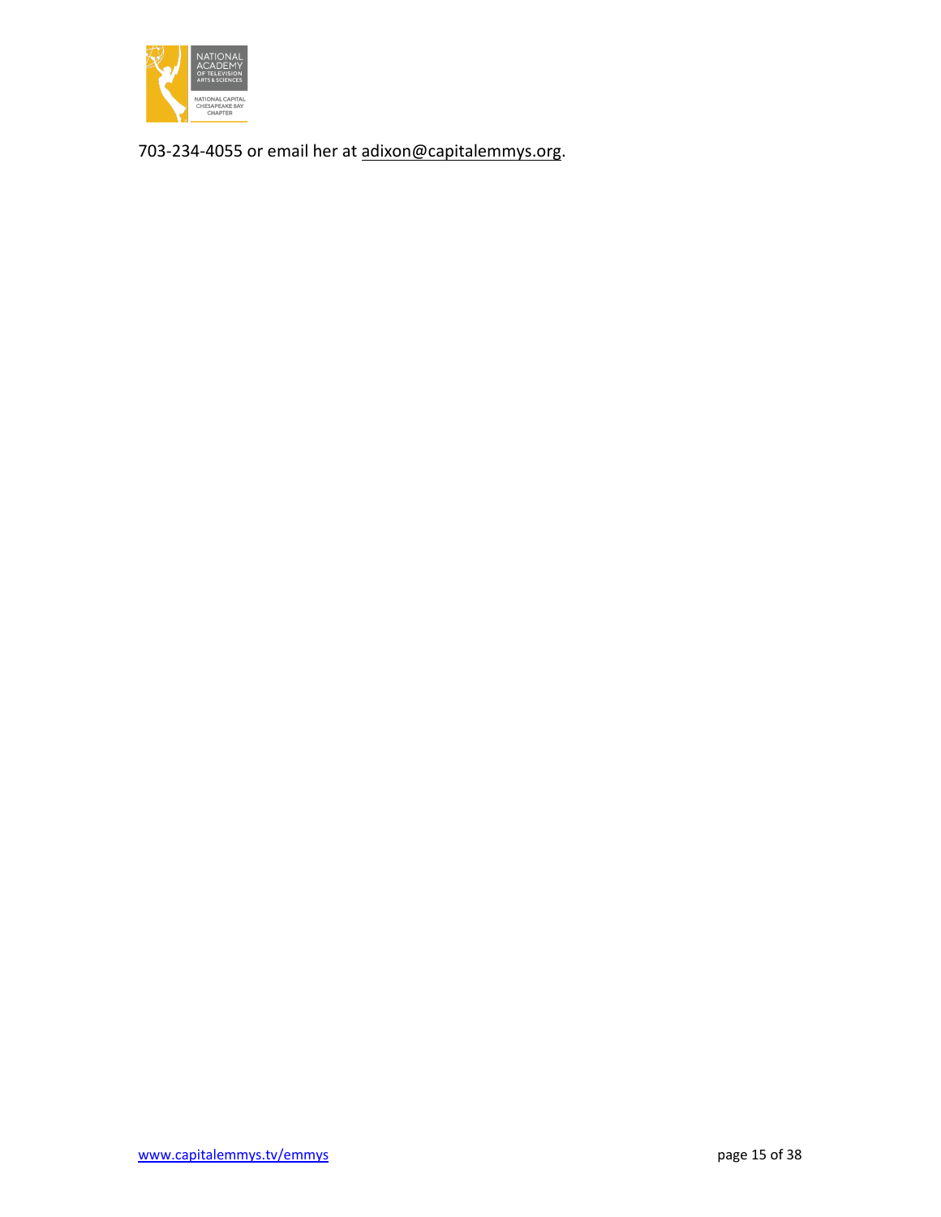703-234-4055 or email her at adixon@capitalemmys.org.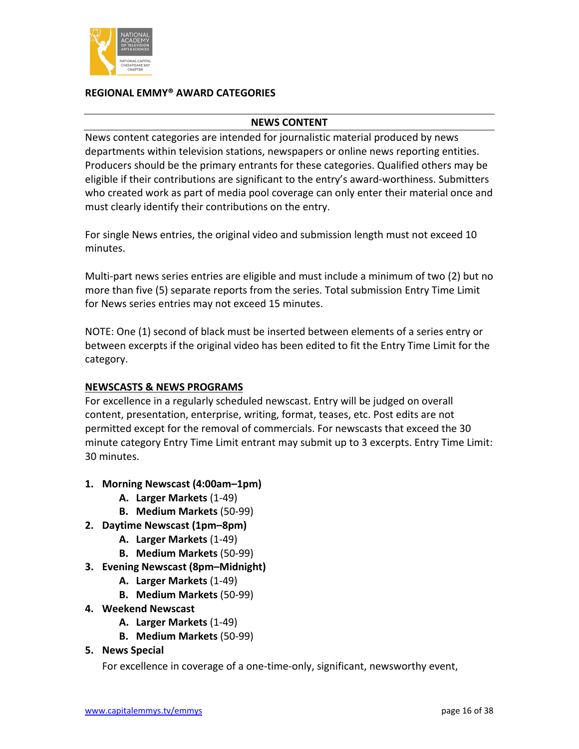**REGIONAL EMMY® AWARD CATEGORIES**

## NEWS CONTENT

News content categories are intended for journalistic material produced by news departments within television stations, newspapers or online news reporting entities. Producers should be the primary entrants for these categories. Qualified others may be eligible if their contributions are significant to the entry's award-worthiness. Submitters who created work as part of media pool coverage can only enter their material once and must clearly identify their contributions on the entry.

For single News entries, the original video and submission length must not exceed 10 minutes.

Multi-part news series entries are eligible and must include a minimum of two (2) but no more than five (5) separate reports from the series. Total submission Entry Time Limit for News series entries may not exceed 15 minutes.

NOTE: One (1) second of black must be inserted between elements of a series entry or between excerpts if the original video has been edited to fit the Entry Time Limit for the category.

### NEWSCASTS & NEWS PROGRAMS

For excellence in a regularly scheduled newscast. Entry will be judged on overall content, presentation, enterprise, writing, format, teases, etc. Post edits are not permitted except for the removal of commercials. For newscasts that exceed the 30 minute category Entry Time Limit entrant may submit up to 3 excerpts. Entry Time Limit: 30 minutes.

1. **Morning Newscast (4:00am–1pm)**
   - A. **Larger Markets** (1-49)
   - B. **Medium Markets** (50-99)
2. **Daytime Newscast (1pm–8pm)**
   - A. **Larger Markets** (1-49)
   - B. **Medium Markets** (50-99)
3. **Evening Newscast (8pm–Midnight)**
   - A. **Larger Markets** (1-49)
   - B. **Medium Markets** (50-99)
4. **Weekend Newscast**
   - A. **Larger Markets** (1-49)
   - B. **Medium Markets** (50-99)
5. **News Special**

   For excellence in coverage of a one-time-only, significant, newsworthy event,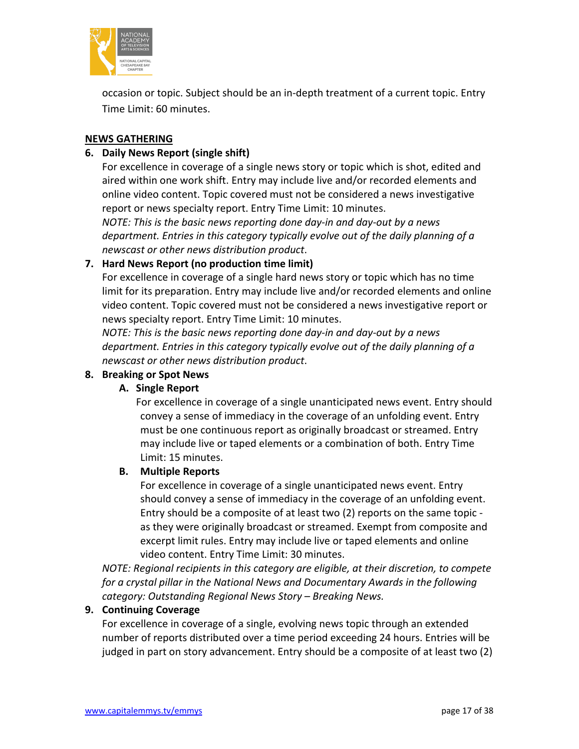occasion or topic. Subject should be an in-depth treatment of a current topic. Entry Time Limit: 60 minutes.

## NEWS GATHERING

**6. Daily News Report (single shift)**

For excellence in coverage of a single news story or topic which is shot, edited and aired within one work shift. Entry may include live and/or recorded elements and online video content. Topic covered must not be considered a news investigative report or news specialty report. Entry Time Limit: 10 minutes.

*NOTE: This is the basic news reporting done day-in and day-out by a news department. Entries in this category typically evolve out of the daily planning of a newscast or other news distribution product.*

**7. Hard News Report (no production time limit)**

For excellence in coverage of a single hard news story or topic which has no time limit for its preparation. Entry may include live and/or recorded elements and online video content. Topic covered must not be considered a news investigative report or news specialty report. Entry Time Limit: 10 minutes.

*NOTE: This is the basic news reporting done day-in and day-out by a news department. Entries in this category typically evolve out of the daily planning of a newscast or other news distribution product.*

**8. Breaking or Spot News**

**A. Single Report**

For excellence in coverage of a single unanticipated news event. Entry should convey a sense of immediacy in the coverage of an unfolding event. Entry must be one continuous report as originally broadcast or streamed. Entry may include live or taped elements or a combination of both. Entry Time Limit: 15 minutes.

**B. Multiple Reports**

For excellence in coverage of a single unanticipated news event. Entry should convey a sense of immediacy in the coverage of an unfolding event. Entry should be a composite of at least two (2) reports on the same topic - as they were originally broadcast or streamed. Exempt from composite and excerpt limit rules. Entry may include live or taped elements and online video content. Entry Time Limit: 30 minutes.

*NOTE: Regional recipients in this category are eligible, at their discretion, to compete for a crystal pillar in the National News and Documentary Awards in the following category: Outstanding Regional News Story – Breaking News.*

**9. Continuing Coverage**

For excellence in coverage of a single, evolving news topic through an extended number of reports distributed over a time period exceeding 24 hours. Entries will be judged in part on story advancement. Entry should be a composite of at least two (2)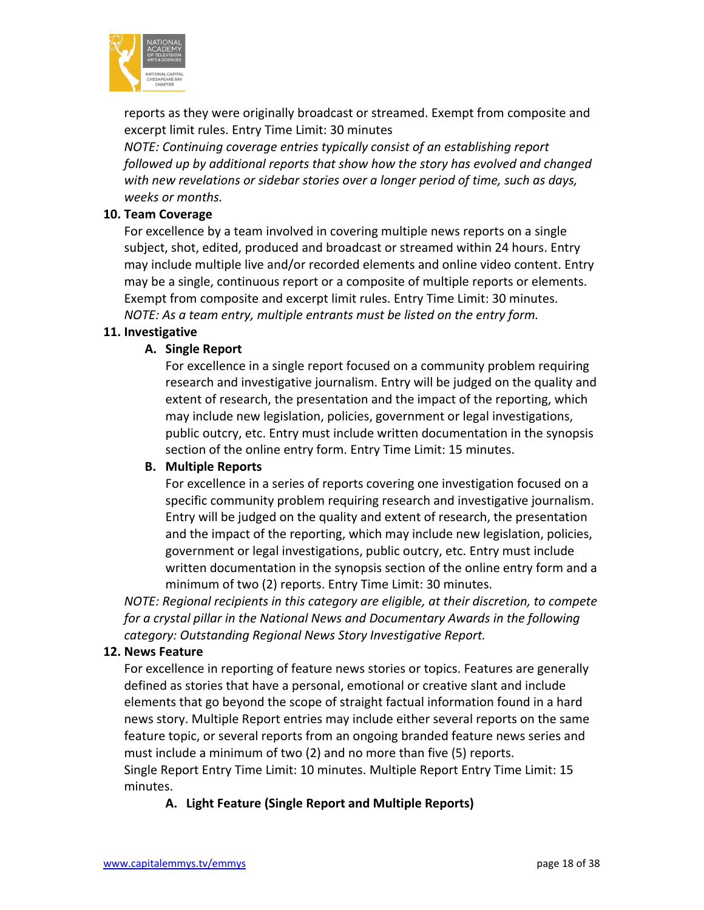reports as they were originally broadcast or streamed. Exempt from composite and excerpt limit rules. Entry Time Limit: 30 minutes

*NOTE: Continuing coverage entries typically consist of an establishing report followed up by additional reports that show how the story has evolved and changed with new revelations or sidebar stories over a longer period of time, such as days, weeks or months.*

**10. Team Coverage**

For excellence by a team involved in covering multiple news reports on a single subject, shot, edited, produced and broadcast or streamed within 24 hours. Entry may include multiple live and/or recorded elements and online video content. Entry may be a single, continuous report or a composite of multiple reports or elements. Exempt from composite and excerpt limit rules. Entry Time Limit: 30 minutes.

*NOTE: As a team entry, multiple entrants must be listed on the entry form.*

**11. Investigative**

**A. Single Report**

For excellence in a single report focused on a community problem requiring research and investigative journalism. Entry will be judged on the quality and extent of research, the presentation and the impact of the reporting, which may include new legislation, policies, government or legal investigations, public outcry, etc. Entry must include written documentation in the synopsis section of the online entry form. Entry Time Limit: 15 minutes.

**B. Multiple Reports**

For excellence in a series of reports covering one investigation focused on a specific community problem requiring research and investigative journalism. Entry will be judged on the quality and extent of research, the presentation and the impact of the reporting, which may include new legislation, policies, government or legal investigations, public outcry, etc. Entry must include written documentation in the synopsis section of the online entry form and a minimum of two (2) reports. Entry Time Limit: 30 minutes.

*NOTE: Regional recipients in this category are eligible, at their discretion, to compete for a crystal pillar in the National News and Documentary Awards in the following category: Outstanding Regional News Story Investigative Report.*

**12. News Feature**

For excellence in reporting of feature news stories or topics. Features are generally defined as stories that have a personal, emotional or creative slant and include elements that go beyond the scope of straight factual information found in a hard news story. Multiple Report entries may include either several reports on the same feature topic, or several reports from an ongoing branded feature news series and must include a minimum of two (2) and no more than five (5) reports.

Single Report Entry Time Limit: 10 minutes. Multiple Report Entry Time Limit: 15 minutes.

**A. Light Feature (Single Report and Multiple Reports)**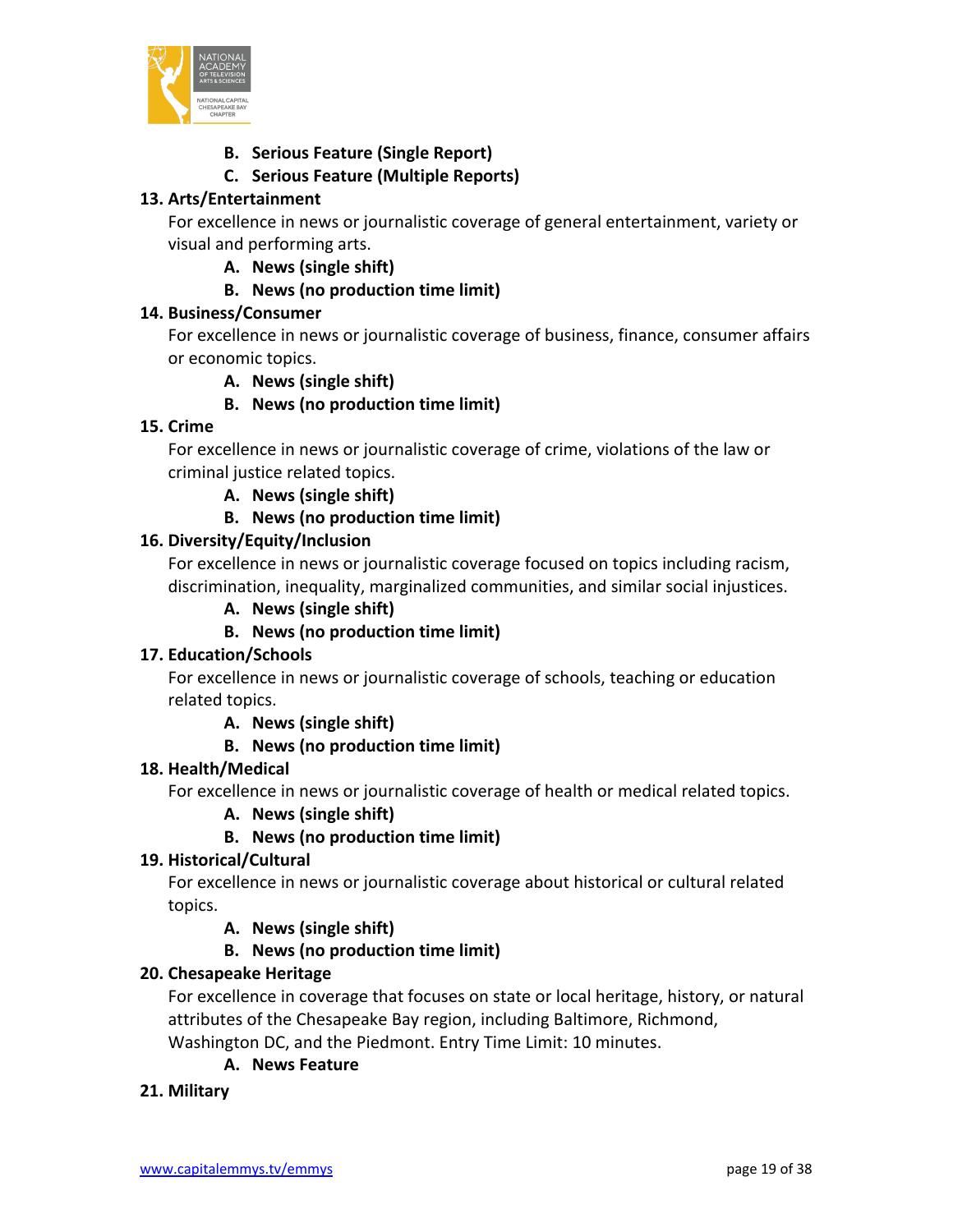**B. Serious Feature (Single Report)**
**C. Serious Feature (Multiple Reports)**

### 13. Arts/Entertainment

For excellence in news or journalistic coverage of general entertainment, variety or visual and performing arts.

**A. News (single shift)**
**B. News (no production time limit)**

### 14. Business/Consumer

For excellence in news or journalistic coverage of business, finance, consumer affairs or economic topics.

**A. News (single shift)**
**B. News (no production time limit)**

### 15. Crime

For excellence in news or journalistic coverage of crime, violations of the law or criminal justice related topics.

**A. News (single shift)**
**B. News (no production time limit)**

### 16. Diversity/Equity/Inclusion

For excellence in news or journalistic coverage focused on topics including racism, discrimination, inequality, marginalized communities, and similar social injustices.

**A. News (single shift)**
**B. News (no production time limit)**

### 17. Education/Schools

For excellence in news or journalistic coverage of schools, teaching or education related topics.

**A. News (single shift)**
**B. News (no production time limit)**

### 18. Health/Medical

For excellence in news or journalistic coverage of health or medical related topics.

**A. News (single shift)**
**B. News (no production time limit)**

### 19. Historical/Cultural

For excellence in news or journalistic coverage about historical or cultural related topics.

**A. News (single shift)**
**B. News (no production time limit)**

### 20. Chesapeake Heritage

For excellence in coverage that focuses on state or local heritage, history, or natural attributes of the Chesapeake Bay region, including Baltimore, Richmond, Washington DC, and the Piedmont. Entry Time Limit: 10 minutes.

**A. News Feature**

### 21. Military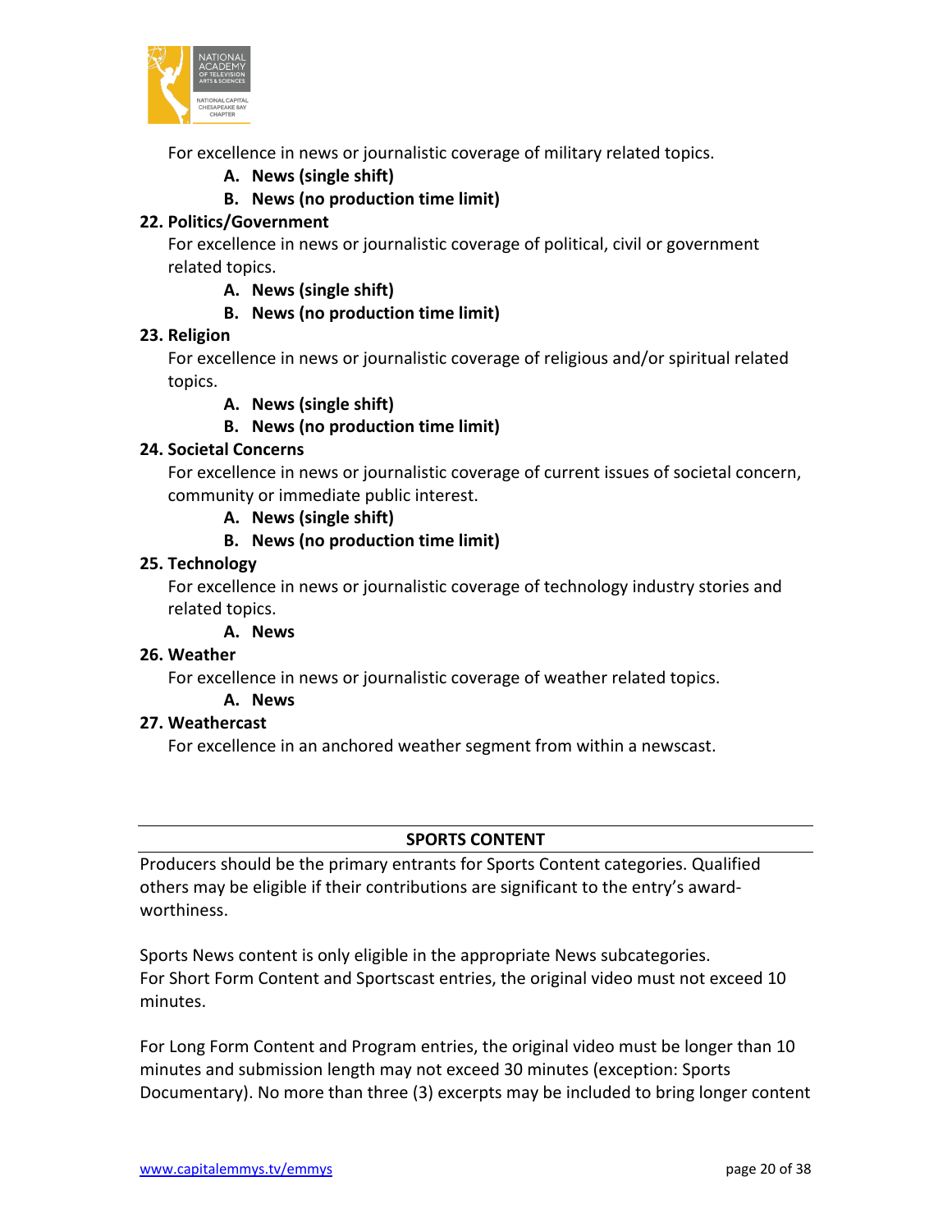For excellence in news or journalistic coverage of military related topics.

- **A. News (single shift)**
- **B. News (no production time limit)**

**22. Politics/Government**

For excellence in news or journalistic coverage of political, civil or government related topics.

- **A. News (single shift)**
- **B. News (no production time limit)**

**23. Religion**

For excellence in news or journalistic coverage of religious and/or spiritual related topics.

- **A. News (single shift)**
- **B. News (no production time limit)**

**24. Societal Concerns**

For excellence in news or journalistic coverage of current issues of societal concern, community or immediate public interest.

- **A. News (single shift)**
- **B. News (no production time limit)**

**25. Technology**

For excellence in news or journalistic coverage of technology industry stories and related topics.

- **A. News**

**26. Weather**

For excellence in news or journalistic coverage of weather related topics.

- **A. News**

**27. Weathercast**

For excellence in an anchored weather segment from within a newscast.

## SPORTS CONTENT

Producers should be the primary entrants for Sports Content categories. Qualified others may be eligible if their contributions are significant to the entry's award-worthiness.

Sports News content is only eligible in the appropriate News subcategories.
For Short Form Content and Sportscast entries, the original video must not exceed 10 minutes.

For Long Form Content and Program entries, the original video must be longer than 10 minutes and submission length may not exceed 30 minutes (exception: Sports Documentary). No more than three (3) excerpts may be included to bring longer content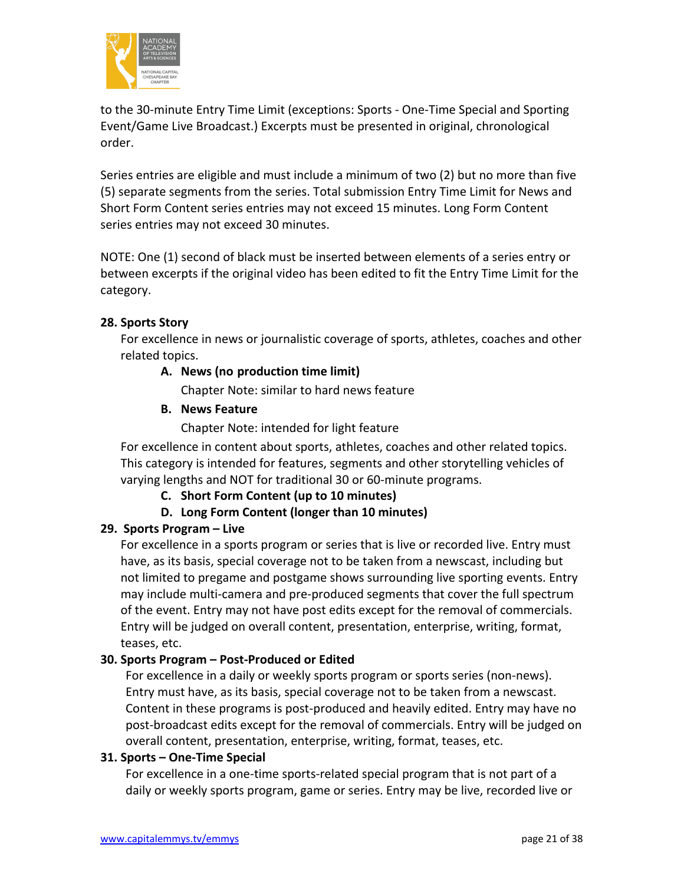to the 30-minute Entry Time Limit (exceptions: Sports - One-Time Special and Sporting Event/Game Live Broadcast.) Excerpts must be presented in original, chronological order.

Series entries are eligible and must include a minimum of two (2) but no more than five (5) separate segments from the series. Total submission Entry Time Limit for News and Short Form Content series entries may not exceed 15 minutes. Long Form Content series entries may not exceed 30 minutes.

NOTE: One (1) second of black must be inserted between elements of a series entry or between excerpts if the original video has been edited to fit the Entry Time Limit for the category.

**28. Sports Story**

For excellence in news or journalistic coverage of sports, athletes, coaches and other related topics.

- **A. News (no production time limit)**

  Chapter Note: similar to hard news feature

- **B. News Feature**

  Chapter Note: intended for light feature

For excellence in content about sports, athletes, coaches and other related topics. This category is intended for features, segments and other storytelling vehicles of varying lengths and NOT for traditional 30 or 60-minute programs.

- **C. Short Form Content (up to 10 minutes)**
- **D. Long Form Content (longer than 10 minutes)**

**29. Sports Program – Live**

For excellence in a sports program or series that is live or recorded live. Entry must have, as its basis, special coverage not to be taken from a newscast, including but not limited to pregame and postgame shows surrounding live sporting events. Entry may include multi-camera and pre-produced segments that cover the full spectrum of the event. Entry may not have post edits except for the removal of commercials. Entry will be judged on overall content, presentation, enterprise, writing, format, teases, etc.

**30. Sports Program – Post-Produced or Edited**

For excellence in a daily or weekly sports program or sports series (non-news). Entry must have, as its basis, special coverage not to be taken from a newscast. Content in these programs is post-produced and heavily edited. Entry may have no post-broadcast edits except for the removal of commercials. Entry will be judged on overall content, presentation, enterprise, writing, format, teases, etc.

**31. Sports – One-Time Special**

For excellence in a one-time sports-related special program that is not part of a daily or weekly sports program, game or series. Entry may be live, recorded live or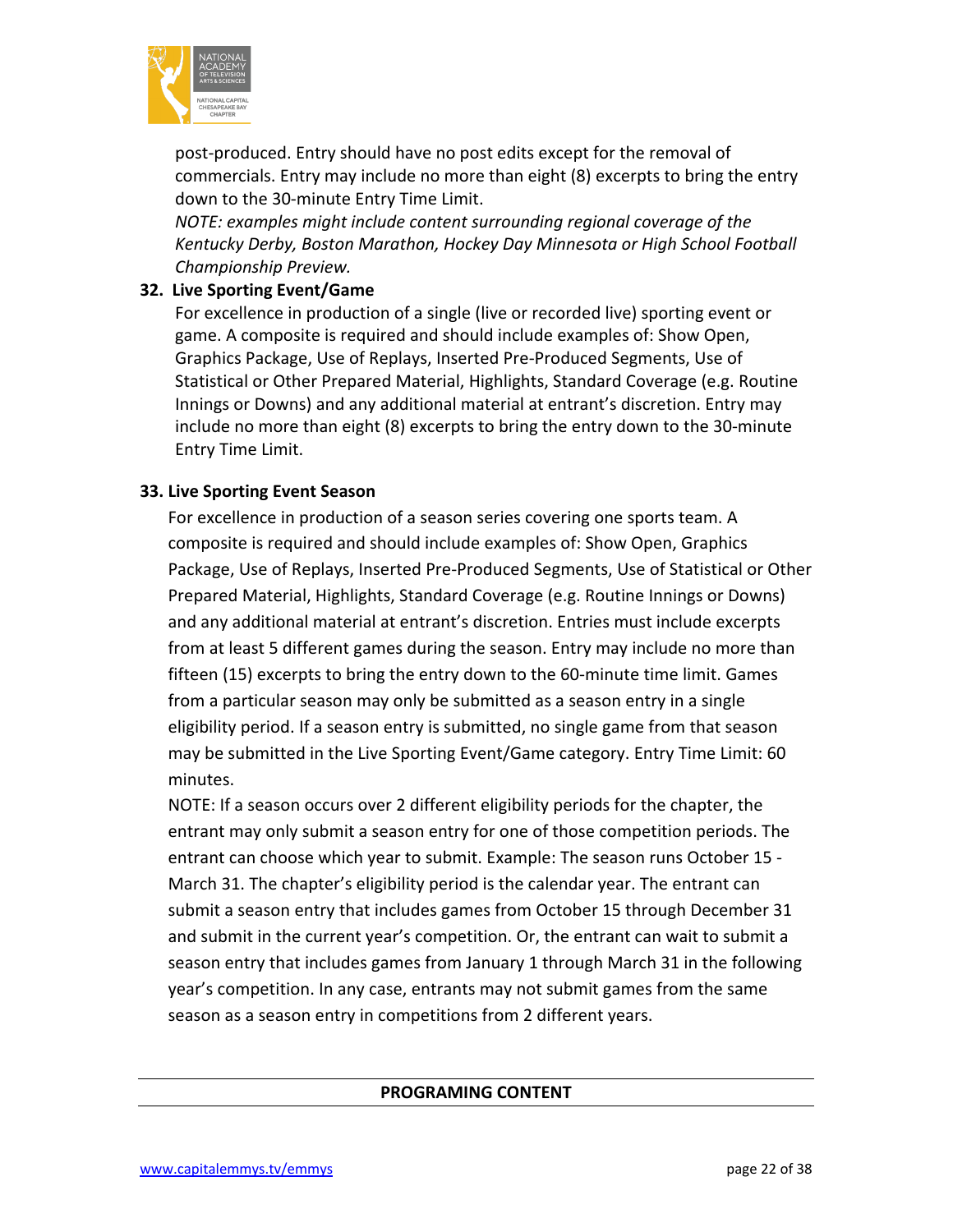post-produced. Entry should have no post edits except for the removal of commercials. Entry may include no more than eight (8) excerpts to bring the entry down to the 30-minute Entry Time Limit.

*NOTE: examples might include content surrounding regional coverage of the Kentucky Derby, Boston Marathon, Hockey Day Minnesota or High School Football Championship Preview.*

### 32. Live Sporting Event/Game

For excellence in production of a single (live or recorded live) sporting event or game. A composite is required and should include examples of: Show Open, Graphics Package, Use of Replays, Inserted Pre-Produced Segments, Use of Statistical or Other Prepared Material, Highlights, Standard Coverage (e.g. Routine Innings or Downs) and any additional material at entrant's discretion. Entry may include no more than eight (8) excerpts to bring the entry down to the 30-minute Entry Time Limit.

### 33. Live Sporting Event Season

For excellence in production of a season series covering one sports team. A composite is required and should include examples of: Show Open, Graphics Package, Use of Replays, Inserted Pre-Produced Segments, Use of Statistical or Other Prepared Material, Highlights, Standard Coverage (e.g. Routine Innings or Downs) and any additional material at entrant's discretion. Entries must include excerpts from at least 5 different games during the season. Entry may include no more than fifteen (15) excerpts to bring the entry down to the 60-minute time limit. Games from a particular season may only be submitted as a season entry in a single eligibility period. If a season entry is submitted, no single game from that season may be submitted in the Live Sporting Event/Game category. Entry Time Limit: 60 minutes.

NOTE: If a season occurs over 2 different eligibility periods for the chapter, the entrant may only submit a season entry for one of those competition periods. The entrant can choose which year to submit. Example: The season runs October 15 - March 31. The chapter's eligibility period is the calendar year. The entrant can submit a season entry that includes games from October 15 through December 31 and submit in the current year's competition. Or, the entrant can wait to submit a season entry that includes games from January 1 through March 31 in the following year's competition. In any case, entrants may not submit games from the same season as a season entry in competitions from 2 different years.

---

**PROGRAMING CONTENT**

---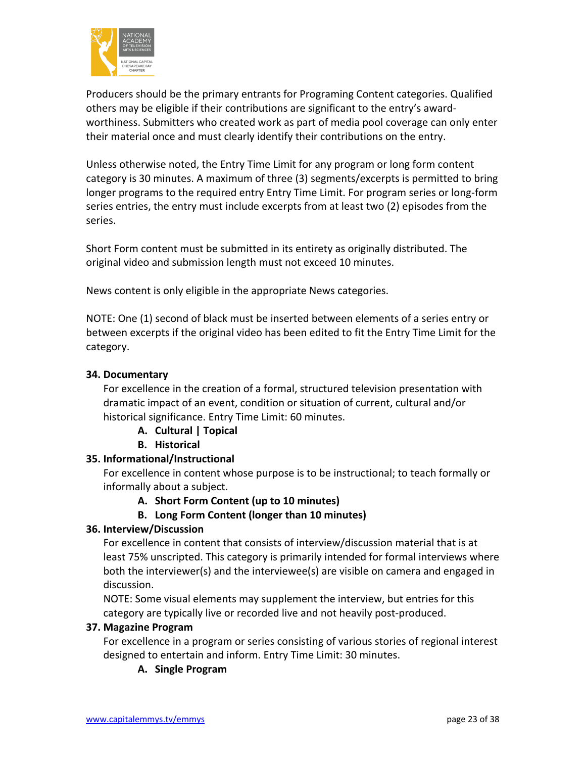Producers should be the primary entrants for Programing Content categories. Qualified others may be eligible if their contributions are significant to the entry's award-worthiness. Submitters who created work as part of media pool coverage can only enter their material once and must clearly identify their contributions on the entry.

Unless otherwise noted, the Entry Time Limit for any program or long form content category is 30 minutes. A maximum of three (3) segments/excerpts is permitted to bring longer programs to the required entry Entry Time Limit. For program series or long-form series entries, the entry must include excerpts from at least two (2) episodes from the series.

Short Form content must be submitted in its entirety as originally distributed. The original video and submission length must not exceed 10 minutes.

News content is only eligible in the appropriate News categories.

NOTE: One (1) second of black must be inserted between elements of a series entry or between excerpts if the original video has been edited to fit the Entry Time Limit for the category.

**34. Documentary**

For excellence in the creation of a formal, structured television presentation with dramatic impact of an event, condition or situation of current, cultural and/or historical significance. Entry Time Limit: 60 minutes.

- **A. Cultural | Topical**
- **B. Historical**

**35. Informational/Instructional**

For excellence in content whose purpose is to be instructional; to teach formally or informally about a subject.

- **A. Short Form Content (up to 10 minutes)**
- **B. Long Form Content (longer than 10 minutes)**

**36. Interview/Discussion**

For excellence in content that consists of interview/discussion material that is at least 75% unscripted. This category is primarily intended for formal interviews where both the interviewer(s) and the interviewee(s) are visible on camera and engaged in discussion.

NOTE: Some visual elements may supplement the interview, but entries for this category are typically live or recorded live and not heavily post-produced.

**37. Magazine Program**

For excellence in a program or series consisting of various stories of regional interest designed to entertain and inform. Entry Time Limit: 30 minutes.

- **A. Single Program**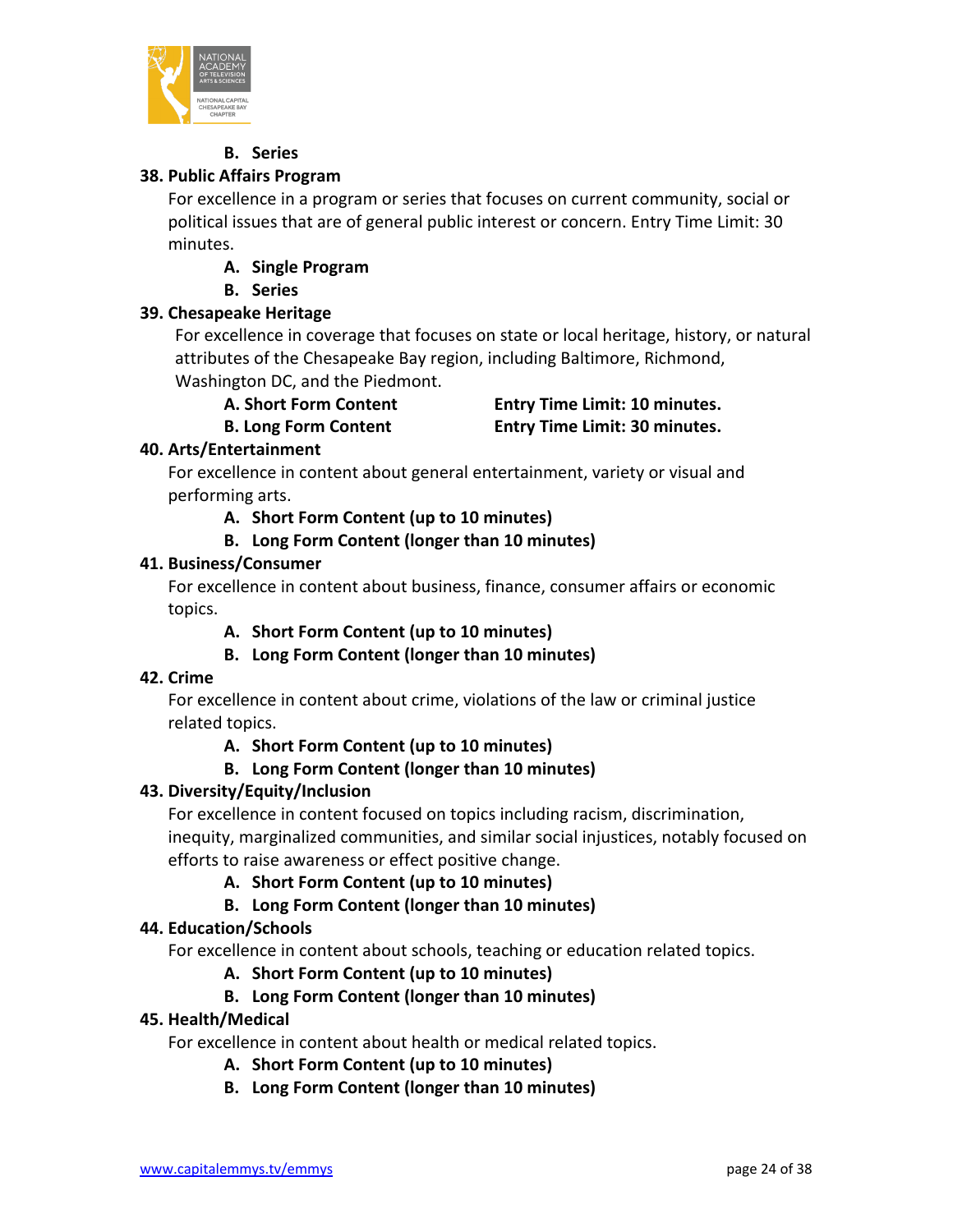**B. Series**

**38. Public Affairs Program**

For excellence in a program or series that focuses on current community, social or political issues that are of general public interest or concern. Entry Time Limit: 30 minutes.

**A. Single Program**
**B. Series**

**39. Chesapeake Heritage**

For excellence in coverage that focuses on state or local heritage, history, or natural attributes of the Chesapeake Bay region, including Baltimore, Richmond, Washington DC, and the Piedmont.

**A. Short Form Content** — **Entry Time Limit: 10 minutes.**
**B. Long Form Content** — **Entry Time Limit: 30 minutes.**

**40. Arts/Entertainment**

For excellence in content about general entertainment, variety or visual and performing arts.

**A. Short Form Content (up to 10 minutes)**
**B. Long Form Content (longer than 10 minutes)**

**41. Business/Consumer**

For excellence in content about business, finance, consumer affairs or economic topics.

**A. Short Form Content (up to 10 minutes)**
**B. Long Form Content (longer than 10 minutes)**

**42. Crime**

For excellence in content about crime, violations of the law or criminal justice related topics.

**A. Short Form Content (up to 10 minutes)**
**B. Long Form Content (longer than 10 minutes)**

**43. Diversity/Equity/Inclusion**

For excellence in content focused on topics including racism, discrimination, inequity, marginalized communities, and similar social injustices, notably focused on efforts to raise awareness or effect positive change.

**A. Short Form Content (up to 10 minutes)**
**B. Long Form Content (longer than 10 minutes)**

**44. Education/Schools**

For excellence in content about schools, teaching or education related topics.

**A. Short Form Content (up to 10 minutes)**
**B. Long Form Content (longer than 10 minutes)**

**45. Health/Medical**

For excellence in content about health or medical related topics.

**A. Short Form Content (up to 10 minutes)**
**B. Long Form Content (longer than 10 minutes)**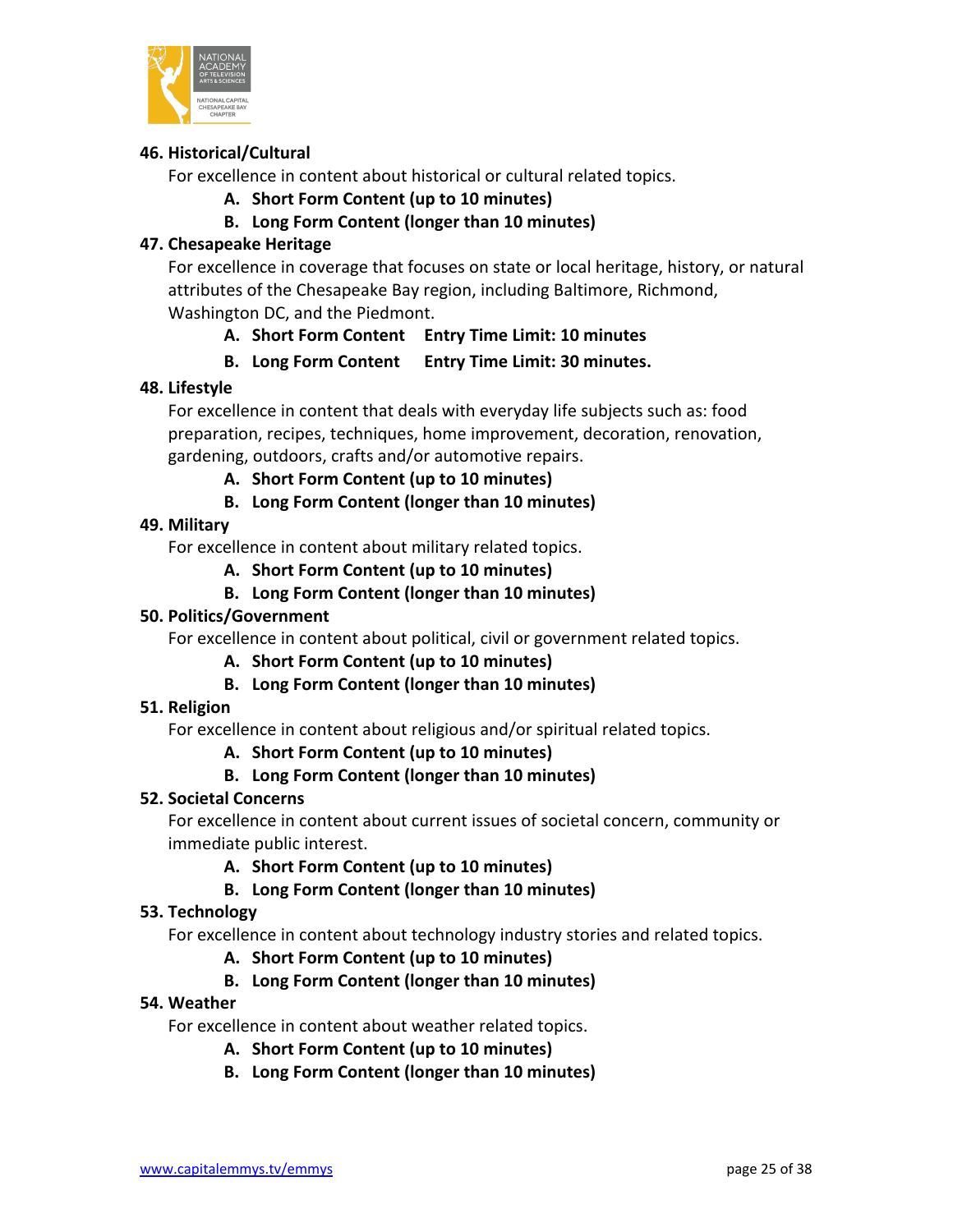**46. Historical/Cultural**

For excellence in content about historical or cultural related topics.

- **A. Short Form Content (up to 10 minutes)**
- **B. Long Form Content (longer than 10 minutes)**

**47. Chesapeake Heritage**

For excellence in coverage that focuses on state or local heritage, history, or natural attributes of the Chesapeake Bay region, including Baltimore, Richmond, Washington DC, and the Piedmont.

- **A. Short Form Content Entry Time Limit: 10 minutes**
- **B. Long Form Content Entry Time Limit: 30 minutes.**

**48. Lifestyle**

For excellence in content that deals with everyday life subjects such as: food preparation, recipes, techniques, home improvement, decoration, renovation, gardening, outdoors, crafts and/or automotive repairs.

- **A. Short Form Content (up to 10 minutes)**
- **B. Long Form Content (longer than 10 minutes)**

**49. Military**

For excellence in content about military related topics.

- **A. Short Form Content (up to 10 minutes)**
- **B. Long Form Content (longer than 10 minutes)**

**50. Politics/Government**

For excellence in content about political, civil or government related topics.

- **A. Short Form Content (up to 10 minutes)**
- **B. Long Form Content (longer than 10 minutes)**

**51. Religion**

For excellence in content about religious and/or spiritual related topics.

- **A. Short Form Content (up to 10 minutes)**
- **B. Long Form Content (longer than 10 minutes)**

**52. Societal Concerns**

For excellence in content about current issues of societal concern, community or immediate public interest.

- **A. Short Form Content (up to 10 minutes)**
- **B. Long Form Content (longer than 10 minutes)**

**53. Technology**

For excellence in content about technology industry stories and related topics.

- **A. Short Form Content (up to 10 minutes)**
- **B. Long Form Content (longer than 10 minutes)**

**54. Weather**

For excellence in content about weather related topics.

- **A. Short Form Content (up to 10 minutes)**
- **B. Long Form Content (longer than 10 minutes)**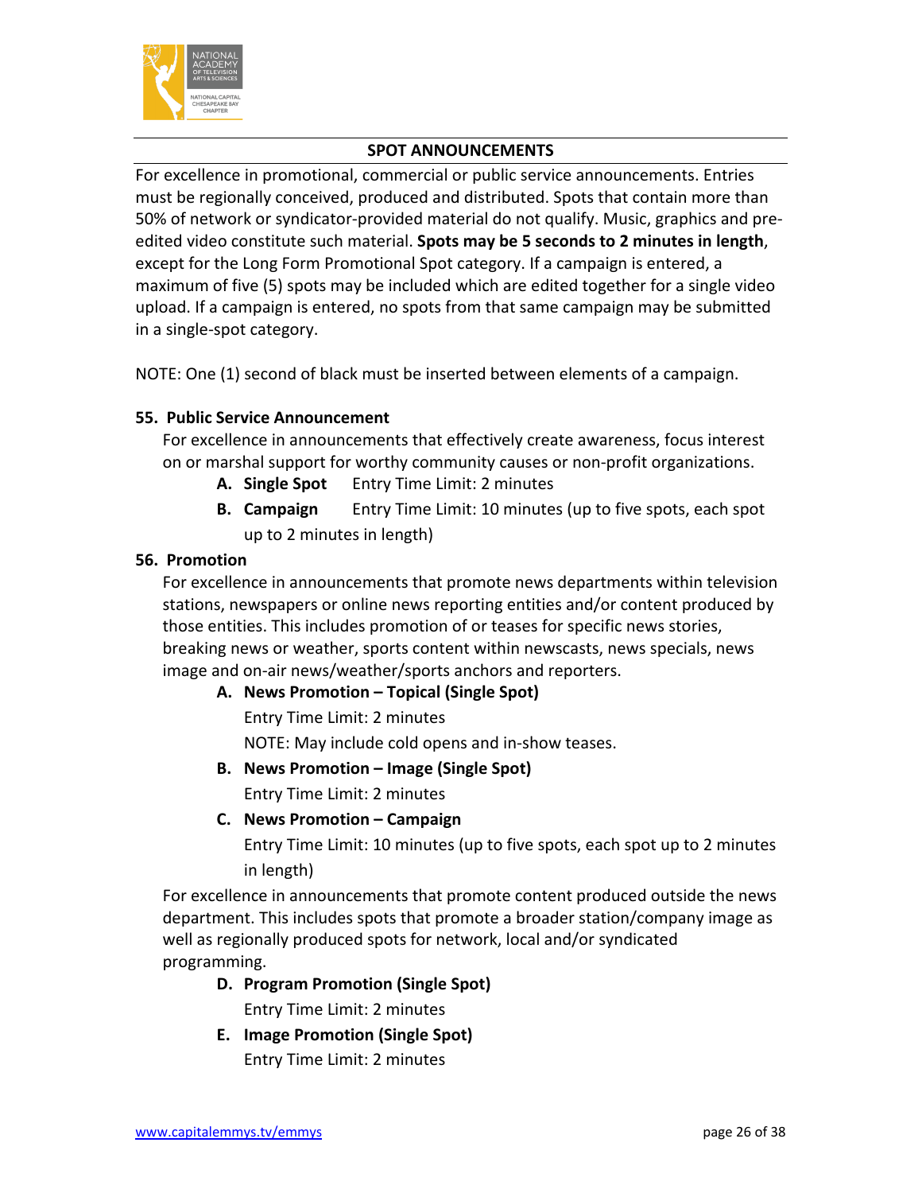## SPOT ANNOUNCEMENTS

For excellence in promotional, commercial or public service announcements. Entries must be regionally conceived, produced and distributed. Spots that contain more than 50% of network or syndicator-provided material do not qualify. Music, graphics and pre-edited video constitute such material. **Spots may be 5 seconds to 2 minutes in length**, except for the Long Form Promotional Spot category. If a campaign is entered, a maximum of five (5) spots may be included which are edited together for a single video upload. If a campaign is entered, no spots from that same campaign may be submitted in a single-spot category.

NOTE: One (1) second of black must be inserted between elements of a campaign.

### 55. Public Service Announcement

For excellence in announcements that effectively create awareness, focus interest on or marshal support for worthy community causes or non-profit organizations.

- **A. Single Spot** Entry Time Limit: 2 minutes
- **B. Campaign** Entry Time Limit: 10 minutes (up to five spots, each spot up to 2 minutes in length)

### 56. Promotion

For excellence in announcements that promote news departments within television stations, newspapers or online news reporting entities and/or content produced by those entities. This includes promotion of or teases for specific news stories, breaking news or weather, sports content within newscasts, news specials, news image and on-air news/weather/sports anchors and reporters.

- **A. News Promotion – Topical (Single Spot)**
  Entry Time Limit: 2 minutes
  NOTE: May include cold opens and in-show teases.
- **B. News Promotion – Image (Single Spot)**
  Entry Time Limit: 2 minutes
- **C. News Promotion – Campaign**
  Entry Time Limit: 10 minutes (up to five spots, each spot up to 2 minutes in length)

For excellence in announcements that promote content produced outside the news department. This includes spots that promote a broader station/company image as well as regionally produced spots for network, local and/or syndicated programming.

- **D. Program Promotion (Single Spot)**
  Entry Time Limit: 2 minutes
- **E. Image Promotion (Single Spot)**
  Entry Time Limit: 2 minutes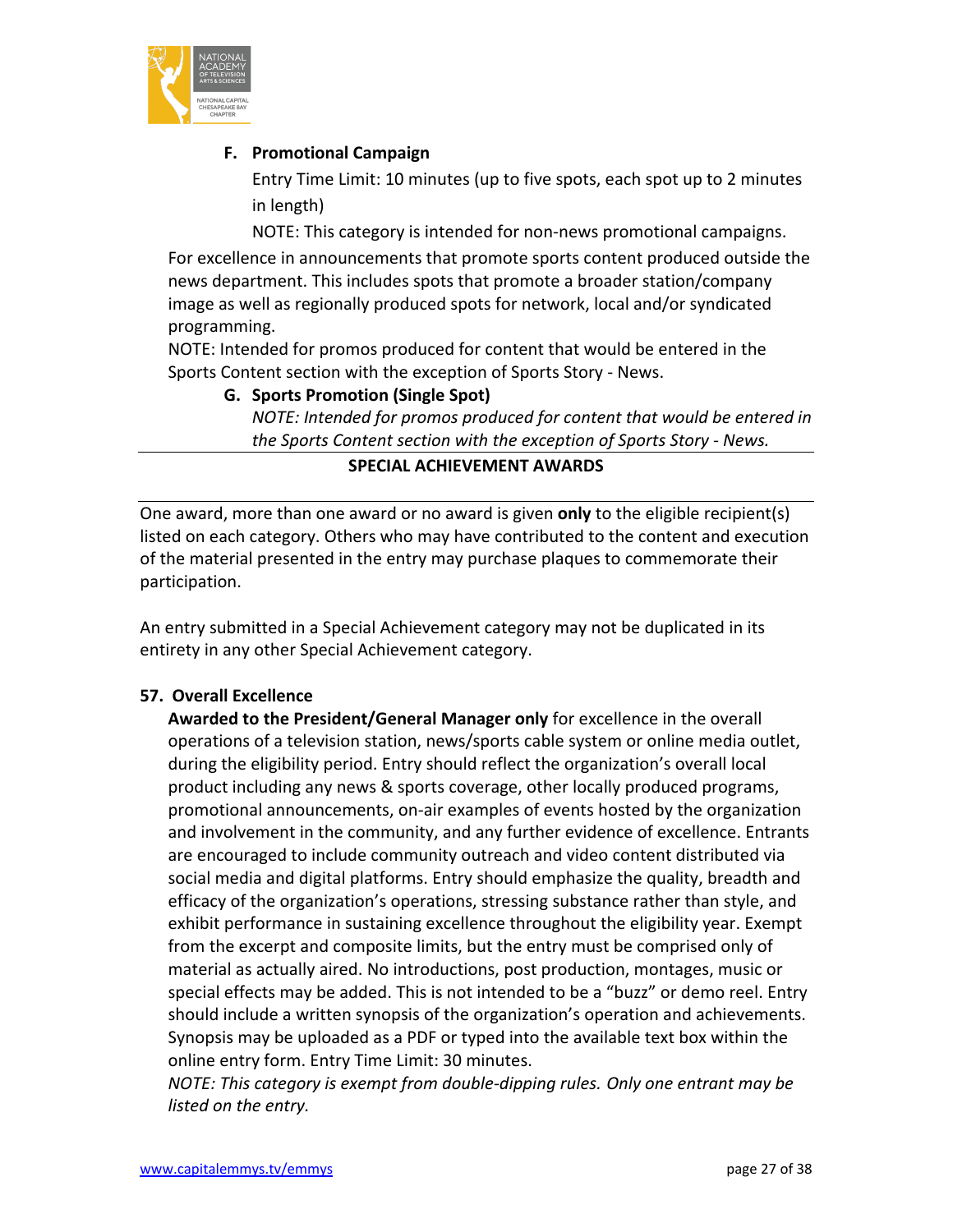**F. Promotional Campaign**

Entry Time Limit: 10 minutes (up to five spots, each spot up to 2 minutes in length)

NOTE: This category is intended for non-news promotional campaigns.

For excellence in announcements that promote sports content produced outside the news department. This includes spots that promote a broader station/company image as well as regionally produced spots for network, local and/or syndicated programming.

NOTE: Intended for promos produced for content that would be entered in the Sports Content section with the exception of Sports Story - News.

**G. Sports Promotion (Single Spot)**

*NOTE: Intended for promos produced for content that would be entered in the Sports Content section with the exception of Sports Story - News.*

## SPECIAL ACHIEVEMENT AWARDS

One award, more than one award or no award is given **only** to the eligible recipient(s) listed on each category. Others who may have contributed to the content and execution of the material presented in the entry may purchase plaques to commemorate their participation.

An entry submitted in a Special Achievement category may not be duplicated in its entirety in any other Special Achievement category.

### 57. Overall Excellence

**Awarded to the President/General Manager only** for excellence in the overall operations of a television station, news/sports cable system or online media outlet, during the eligibility period. Entry should reflect the organization's overall local product including any news & sports coverage, other locally produced programs, promotional announcements, on-air examples of events hosted by the organization and involvement in the community, and any further evidence of excellence. Entrants are encouraged to include community outreach and video content distributed via social media and digital platforms. Entry should emphasize the quality, breadth and efficacy of the organization's operations, stressing substance rather than style, and exhibit performance in sustaining excellence throughout the eligibility year. Exempt from the excerpt and composite limits, but the entry must be comprised only of material as actually aired. No introductions, post production, montages, music or special effects may be added. This is not intended to be a "buzz" or demo reel. Entry should include a written synopsis of the organization's operation and achievements. Synopsis may be uploaded as a PDF or typed into the available text box within the online entry form. Entry Time Limit: 30 minutes.

*NOTE: This category is exempt from double-dipping rules. Only one entrant may be listed on the entry.*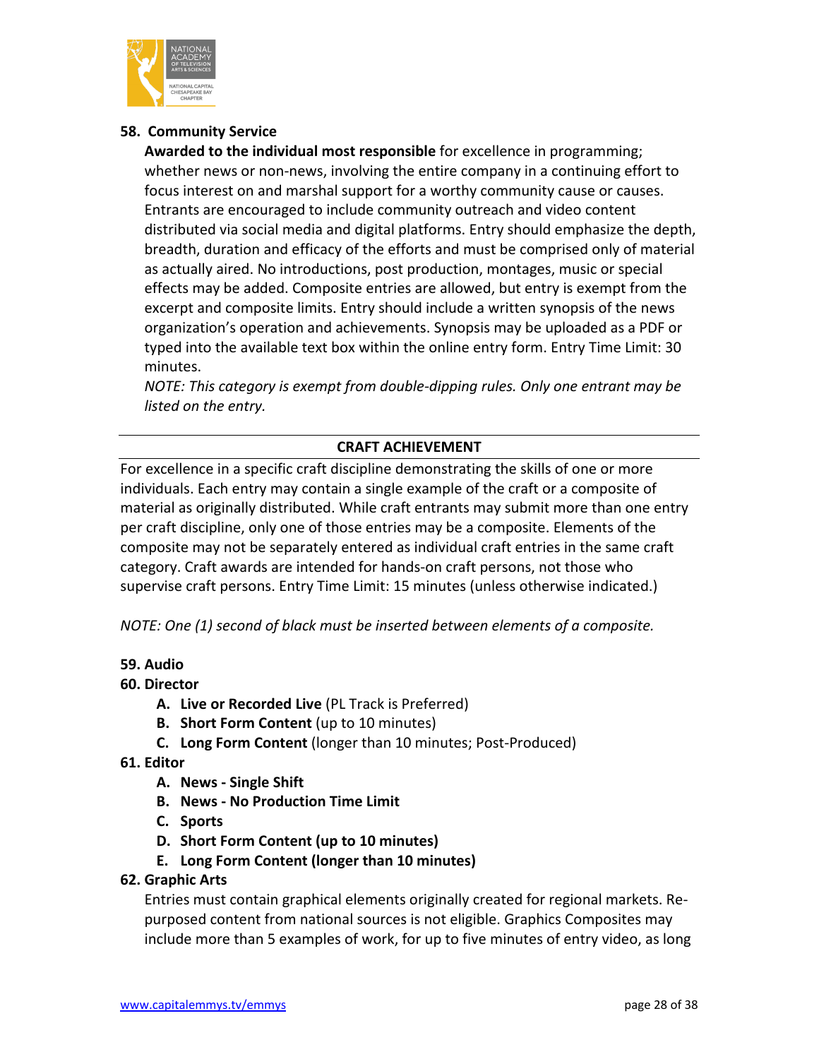### 58. Community Service

**Awarded to the individual most responsible** for excellence in programming; whether news or non-news, involving the entire company in a continuing effort to focus interest on and marshal support for a worthy community cause or causes. Entrants are encouraged to include community outreach and video content distributed via social media and digital platforms. Entry should emphasize the depth, breadth, duration and efficacy of the efforts and must be comprised only of material as actually aired. No introductions, post production, montages, music or special effects may be added. Composite entries are allowed, but entry is exempt from the excerpt and composite limits. Entry should include a written synopsis of the news organization's operation and achievements. Synopsis may be uploaded as a PDF or typed into the available text box within the online entry form. Entry Time Limit: 30 minutes.

*NOTE: This category is exempt from double-dipping rules. Only one entrant may be listed on the entry.*

## CRAFT ACHIEVEMENT

For excellence in a specific craft discipline demonstrating the skills of one or more individuals. Each entry may contain a single example of the craft or a composite of material as originally distributed. While craft entrants may submit more than one entry per craft discipline, only one of those entries may be a composite. Elements of the composite may not be separately entered as individual craft entries in the same craft category. Craft awards are intended for hands-on craft persons, not those who supervise craft persons. Entry Time Limit: 15 minutes (unless otherwise indicated.)

*NOTE: One (1) second of black must be inserted between elements of a composite.*

### 59. Audio

### 60. Director

- **A. Live or Recorded Live** (PL Track is Preferred)
- **B. Short Form Content** (up to 10 minutes)
- **C. Long Form Content** (longer than 10 minutes; Post-Produced)

### 61. Editor

- **A. News - Single Shift**
- **B. News - No Production Time Limit**
- **C. Sports**
- **D. Short Form Content (up to 10 minutes)**
- **E. Long Form Content (longer than 10 minutes)**

### 62. Graphic Arts

Entries must contain graphical elements originally created for regional markets. Re-purposed content from national sources is not eligible. Graphics Composites may include more than 5 examples of work, for up to five minutes of entry video, as long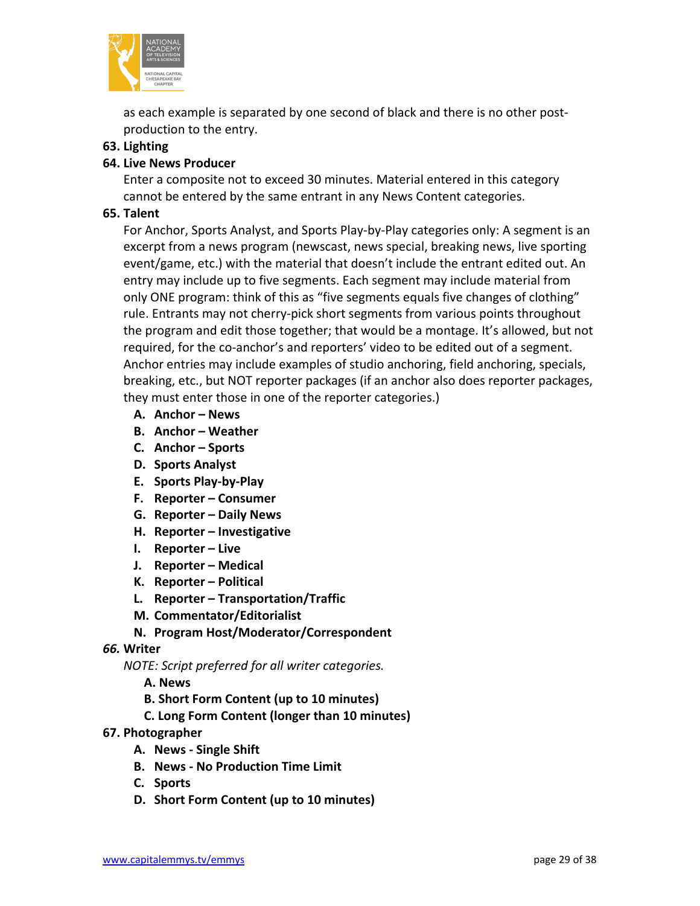as each example is separated by one second of black and there is no other post-production to the entry.

**63. Lighting**

**64. Live News Producer**

Enter a composite not to exceed 30 minutes. Material entered in this category cannot be entered by the same entrant in any News Content categories.

**65. Talent**

For Anchor, Sports Analyst, and Sports Play-by-Play categories only: A segment is an excerpt from a news program (newscast, news special, breaking news, live sporting event/game, etc.) with the material that doesn't include the entrant edited out. An entry may include up to five segments. Each segment may include material from only ONE program: think of this as "five segments equals five changes of clothing" rule. Entrants may not cherry-pick short segments from various points throughout the program and edit those together; that would be a montage. It's allowed, but not required, for the co-anchor's and reporters' video to be edited out of a segment. Anchor entries may include examples of studio anchoring, field anchoring, specials, breaking, etc., but NOT reporter packages (if an anchor also does reporter packages, they must enter those in one of the reporter categories.)

- **A. Anchor – News**
- **B. Anchor – Weather**
- **C. Anchor – Sports**
- **D. Sports Analyst**
- **E. Sports Play-by-Play**
- **F. Reporter – Consumer**
- **G. Reporter – Daily News**
- **H. Reporter – Investigative**
- **I. Reporter – Live**
- **J. Reporter – Medical**
- **K. Reporter – Political**
- **L. Reporter – Transportation/Traffic**
- **M. Commentator/Editorialist**
- **N. Program Host/Moderator/Correspondent**

***66.* Writer**

*NOTE: Script preferred for all writer categories.*

- **A. News**
- **B. Short Form Content (up to 10 minutes)**
- **C. Long Form Content (longer than 10 minutes)**

**67. Photographer**

- **A. News - Single Shift**
- **B. News - No Production Time Limit**
- **C. Sports**
- **D. Short Form Content (up to 10 minutes)**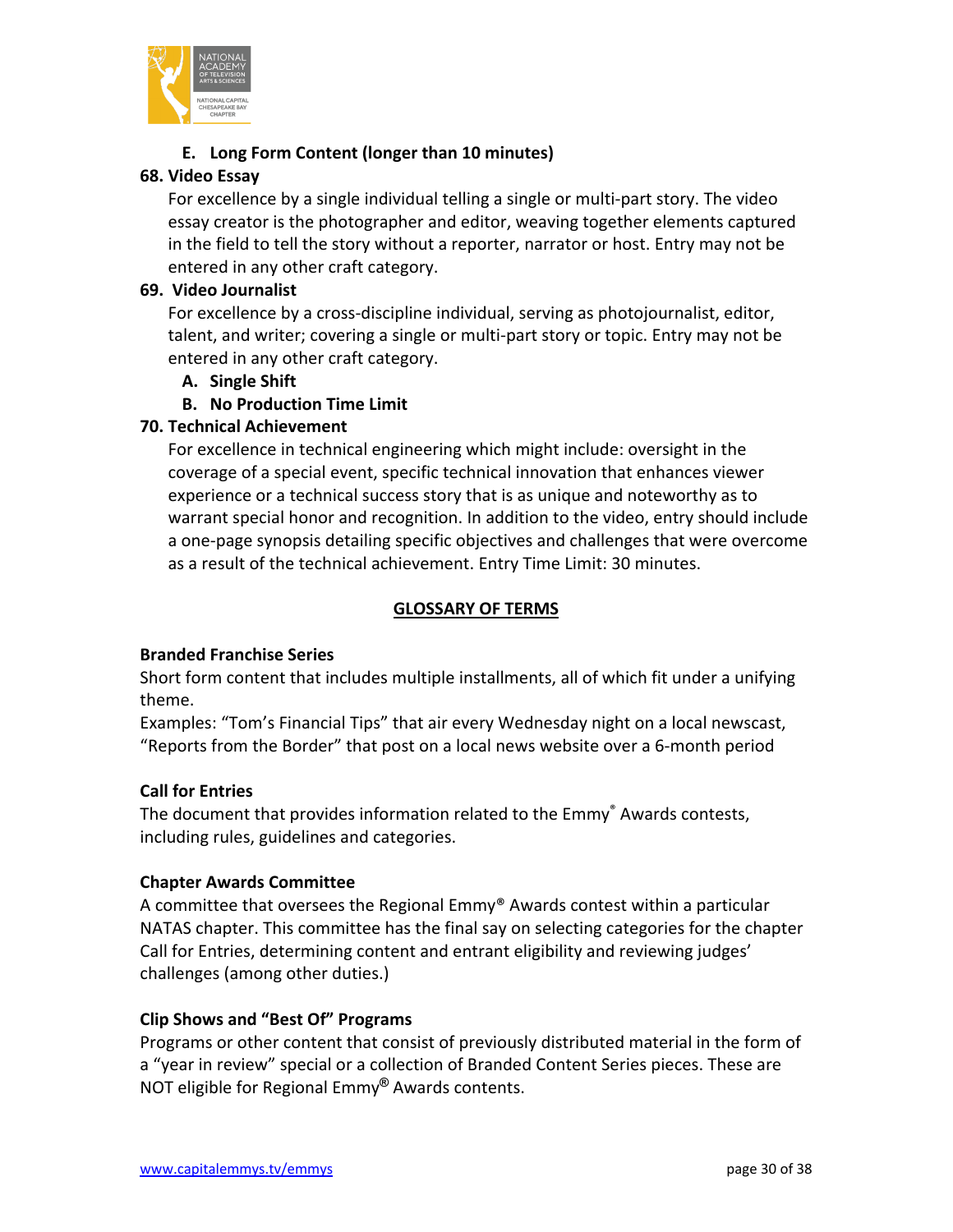**E. Long Form Content (longer than 10 minutes)**

**68. Video Essay**

For excellence by a single individual telling a single or multi-part story. The video essay creator is the photographer and editor, weaving together elements captured in the field to tell the story without a reporter, narrator or host. Entry may not be entered in any other craft category.

**69. Video Journalist**

For excellence by a cross-discipline individual, serving as photojournalist, editor, talent, and writer; covering a single or multi-part story or topic. Entry may not be entered in any other craft category.

**A. Single Shift**

**B. No Production Time Limit**

**70. Technical Achievement**

For excellence in technical engineering which might include: oversight in the coverage of a special event, specific technical innovation that enhances viewer experience or a technical success story that is as unique and noteworthy as to warrant special honor and recognition. In addition to the video, entry should include a one-page synopsis detailing specific objectives and challenges that were overcome as a result of the technical achievement. Entry Time Limit: 30 minutes.

## GLOSSARY OF TERMS

**Branded Franchise Series**

Short form content that includes multiple installments, all of which fit under a unifying theme.

Examples: "Tom's Financial Tips" that air every Wednesday night on a local newscast, "Reports from the Border" that post on a local news website over a 6-month period

**Call for Entries**

The document that provides information related to the Emmy® Awards contests, including rules, guidelines and categories.

**Chapter Awards Committee**

A committee that oversees the Regional Emmy® Awards contest within a particular NATAS chapter. This committee has the final say on selecting categories for the chapter Call for Entries, determining content and entrant eligibility and reviewing judges' challenges (among other duties.)

**Clip Shows and "Best Of" Programs**

Programs or other content that consist of previously distributed material in the form of a "year in review" special or a collection of Branded Content Series pieces. These are NOT eligible for Regional Emmy® Awards contents.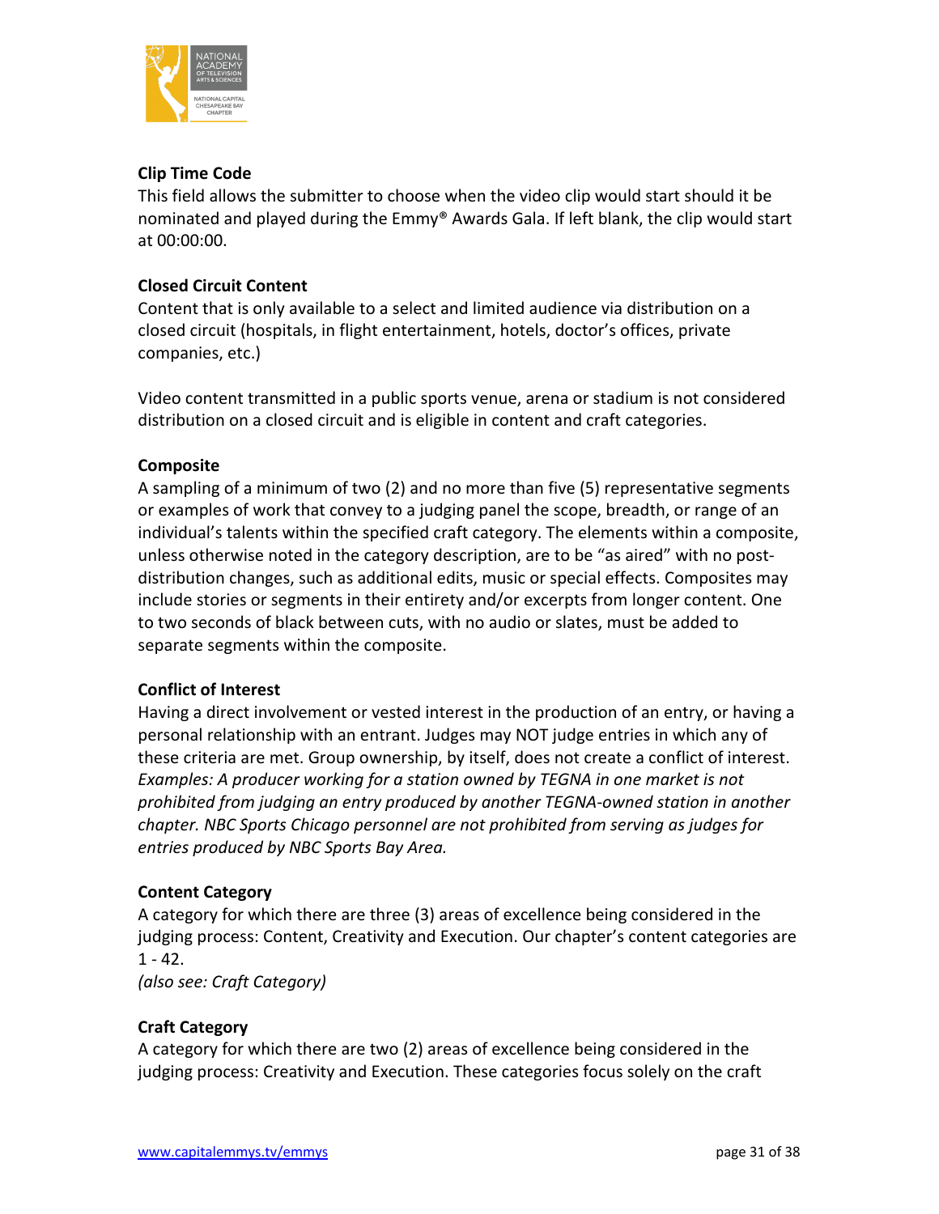**Clip Time Code**
This field allows the submitter to choose when the video clip would start should it be nominated and played during the Emmy® Awards Gala. If left blank, the clip would start at 00:00:00.

**Closed Circuit Content**
Content that is only available to a select and limited audience via distribution on a closed circuit (hospitals, in flight entertainment, hotels, doctor's offices, private companies, etc.)

Video content transmitted in a public sports venue, arena or stadium is not considered distribution on a closed circuit and is eligible in content and craft categories.

**Composite**
A sampling of a minimum of two (2) and no more than five (5) representative segments or examples of work that convey to a judging panel the scope, breadth, or range of an individual's talents within the specified craft category. The elements within a composite, unless otherwise noted in the category description, are to be "as aired" with no post-distribution changes, such as additional edits, music or special effects. Composites may include stories or segments in their entirety and/or excerpts from longer content. One to two seconds of black between cuts, with no audio or slates, must be added to separate segments within the composite.

**Conflict of Interest**
Having a direct involvement or vested interest in the production of an entry, or having a personal relationship with an entrant. Judges may NOT judge entries in which any of these criteria are met. Group ownership, by itself, does not create a conflict of interest. *Examples: A producer working for a station owned by TEGNA in one market is not prohibited from judging an entry produced by another TEGNA-owned station in another chapter. NBC Sports Chicago personnel are not prohibited from serving as judges for entries produced by NBC Sports Bay Area.*

**Content Category**
A category for which there are three (3) areas of excellence being considered in the judging process: Content, Creativity and Execution. Our chapter's content categories are 1 - 42.
*(also see: Craft Category)*

**Craft Category**
A category for which there are two (2) areas of excellence being considered in the judging process: Creativity and Execution. These categories focus solely on the craft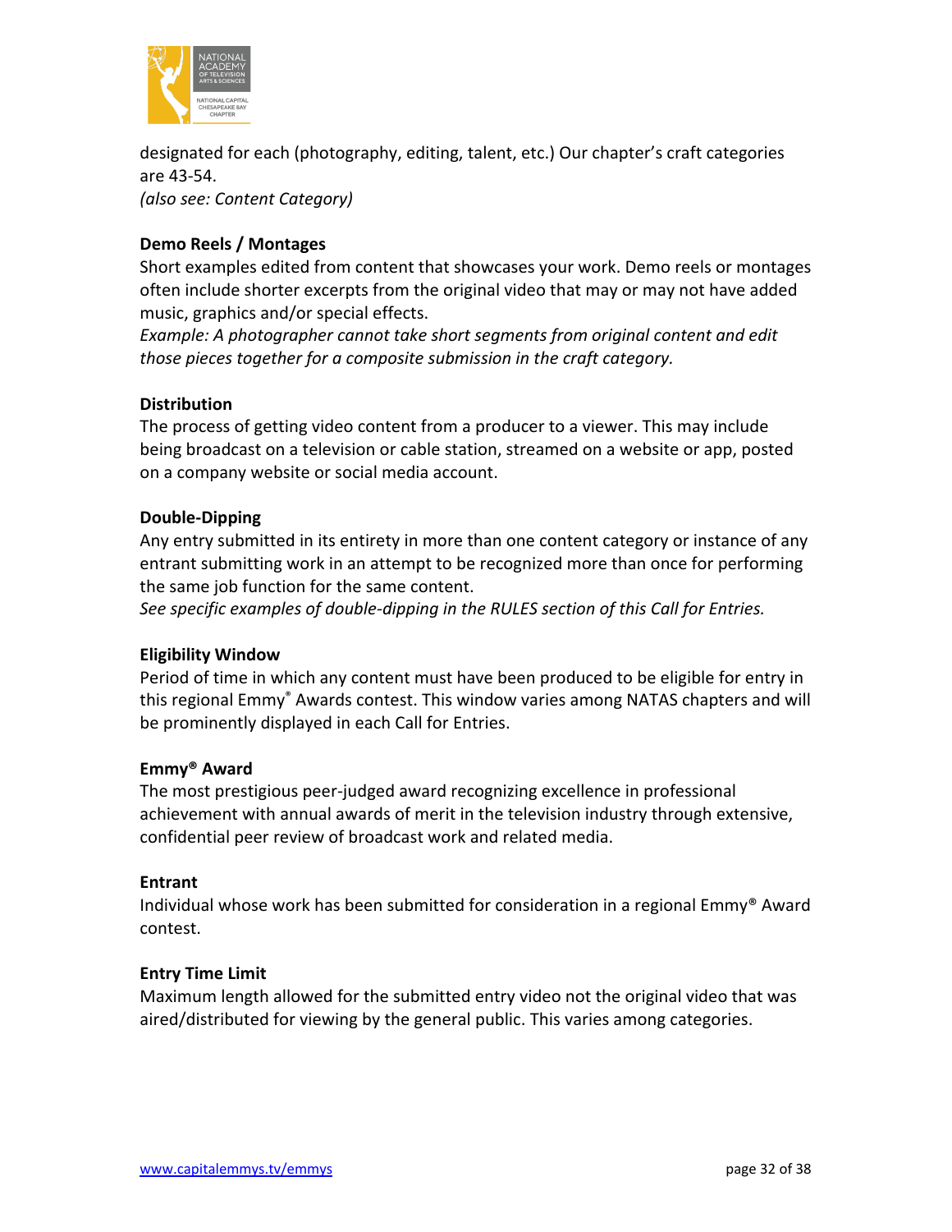designated for each (photography, editing, talent, etc.) Our chapter's craft categories are 43-54.
*(also see: Content Category)*

**Demo Reels / Montages**
Short examples edited from content that showcases your work. Demo reels or montages often include shorter excerpts from the original video that may or may not have added music, graphics and/or special effects.
*Example: A photographer cannot take short segments from original content and edit those pieces together for a composite submission in the craft category.*

**Distribution**
The process of getting video content from a producer to a viewer. This may include being broadcast on a television or cable station, streamed on a website or app, posted on a company website or social media account.

**Double-Dipping**
Any entry submitted in its entirety in more than one content category or instance of any entrant submitting work in an attempt to be recognized more than once for performing the same job function for the same content.
*See specific examples of double-dipping in the RULES section of this Call for Entries.*

**Eligibility Window**
Period of time in which any content must have been produced to be eligible for entry in this regional Emmy® Awards contest. This window varies among NATAS chapters and will be prominently displayed in each Call for Entries.

**Emmy® Award**
The most prestigious peer-judged award recognizing excellence in professional achievement with annual awards of merit in the television industry through extensive, confidential peer review of broadcast work and related media.

**Entrant**
Individual whose work has been submitted for consideration in a regional Emmy® Award contest.

**Entry Time Limit**
Maximum length allowed for the submitted entry video not the original video that was aired/distributed for viewing by the general public. This varies among categories.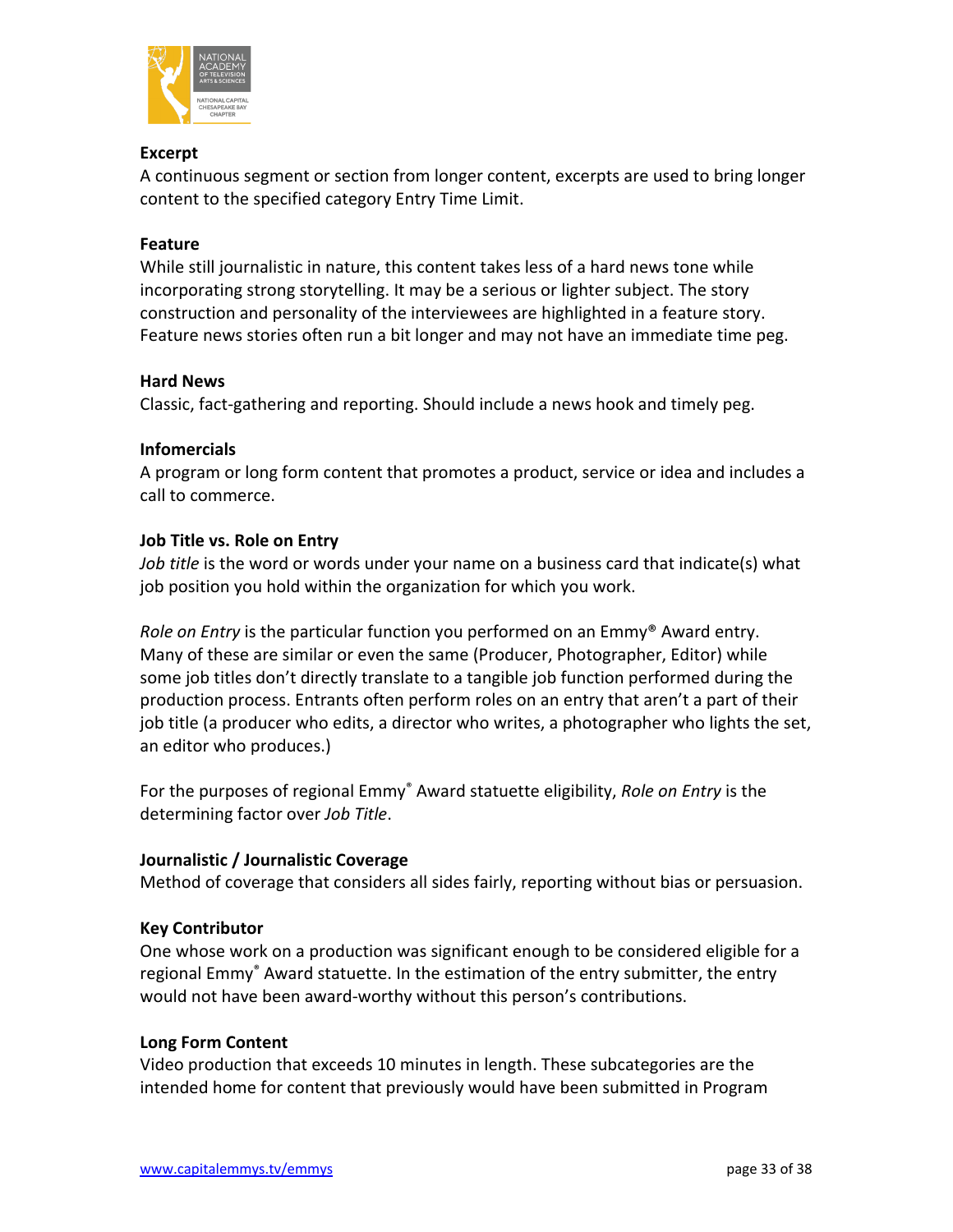**Excerpt**
A continuous segment or section from longer content, excerpts are used to bring longer content to the specified category Entry Time Limit.

**Feature**
While still journalistic in nature, this content takes less of a hard news tone while incorporating strong storytelling. It may be a serious or lighter subject. The story construction and personality of the interviewees are highlighted in a feature story. Feature news stories often run a bit longer and may not have an immediate time peg.

**Hard News**
Classic, fact-gathering and reporting. Should include a news hook and timely peg.

**Infomercials**
A program or long form content that promotes a product, service or idea and includes a call to commerce.

**Job Title vs. Role on Entry**
*Job title* is the word or words under your name on a business card that indicate(s) what job position you hold within the organization for which you work.

*Role on Entry* is the particular function you performed on an Emmy® Award entry. Many of these are similar or even the same (Producer, Photographer, Editor) while some job titles don't directly translate to a tangible job function performed during the production process. Entrants often perform roles on an entry that aren't a part of their job title (a producer who edits, a director who writes, a photographer who lights the set, an editor who produces.)

For the purposes of regional Emmy® Award statuette eligibility, *Role on Entry* is the determining factor over *Job Title*.

**Journalistic / Journalistic Coverage**
Method of coverage that considers all sides fairly, reporting without bias or persuasion.

**Key Contributor**
One whose work on a production was significant enough to be considered eligible for a regional Emmy® Award statuette. In the estimation of the entry submitter, the entry would not have been award-worthy without this person's contributions.

**Long Form Content**
Video production that exceeds 10 minutes in length. These subcategories are the intended home for content that previously would have been submitted in Program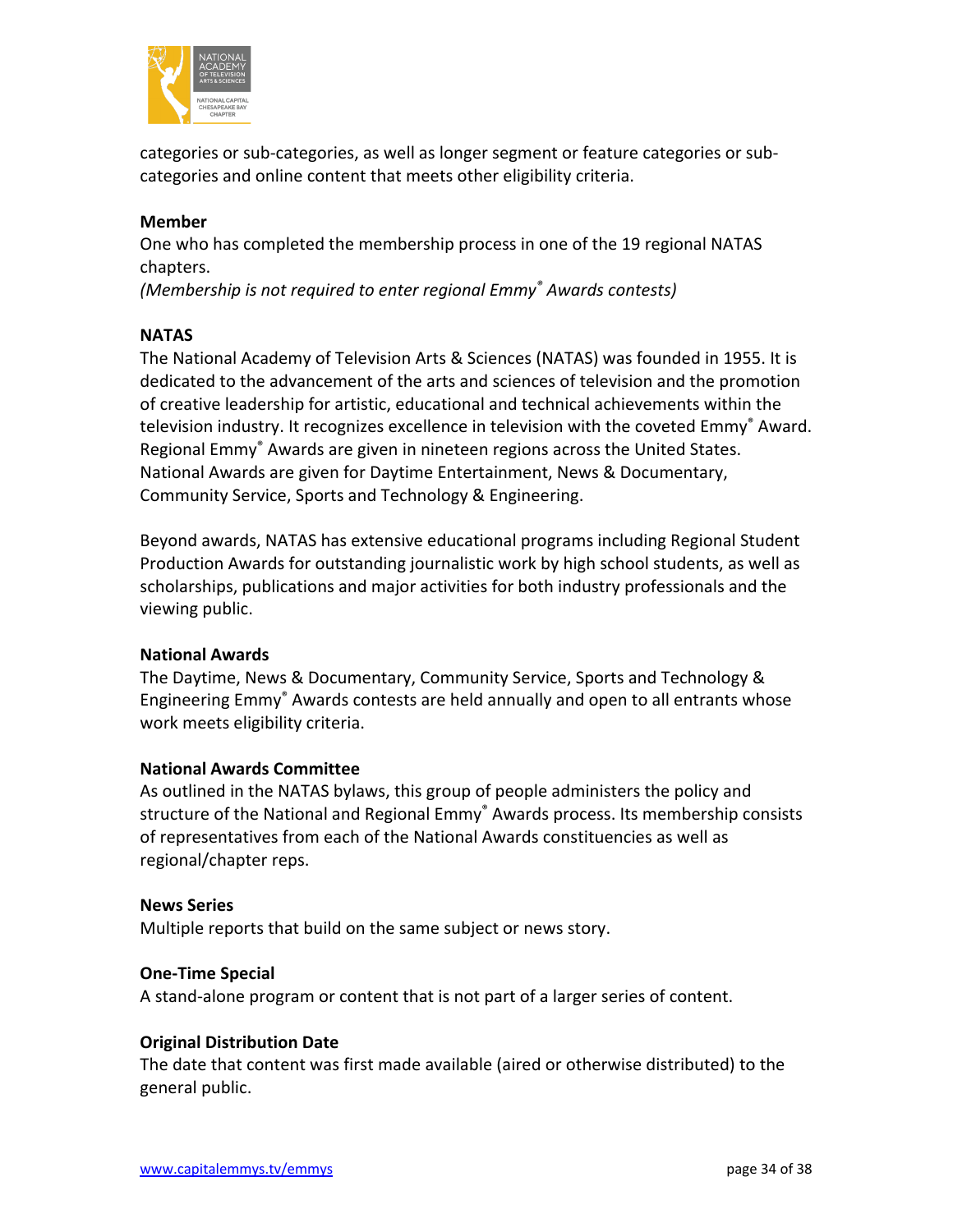categories or sub-categories, as well as longer segment or feature categories or sub-categories and online content that meets other eligibility criteria.

**Member**
One who has completed the membership process in one of the 19 regional NATAS chapters.
*(Membership is not required to enter regional Emmy® Awards contests)*

**NATAS**
The National Academy of Television Arts & Sciences (NATAS) was founded in 1955. It is dedicated to the advancement of the arts and sciences of television and the promotion of creative leadership for artistic, educational and technical achievements within the television industry. It recognizes excellence in television with the coveted Emmy® Award. Regional Emmy® Awards are given in nineteen regions across the United States. National Awards are given for Daytime Entertainment, News & Documentary, Community Service, Sports and Technology & Engineering.

Beyond awards, NATAS has extensive educational programs including Regional Student Production Awards for outstanding journalistic work by high school students, as well as scholarships, publications and major activities for both industry professionals and the viewing public.

**National Awards**
The Daytime, News & Documentary, Community Service, Sports and Technology & Engineering Emmy® Awards contests are held annually and open to all entrants whose work meets eligibility criteria.

**National Awards Committee**
As outlined in the NATAS bylaws, this group of people administers the policy and structure of the National and Regional Emmy® Awards process. Its membership consists of representatives from each of the National Awards constituencies as well as regional/chapter reps.

**News Series**
Multiple reports that build on the same subject or news story.

**One-Time Special**
A stand-alone program or content that is not part of a larger series of content.

**Original Distribution Date**
The date that content was first made available (aired or otherwise distributed) to the general public.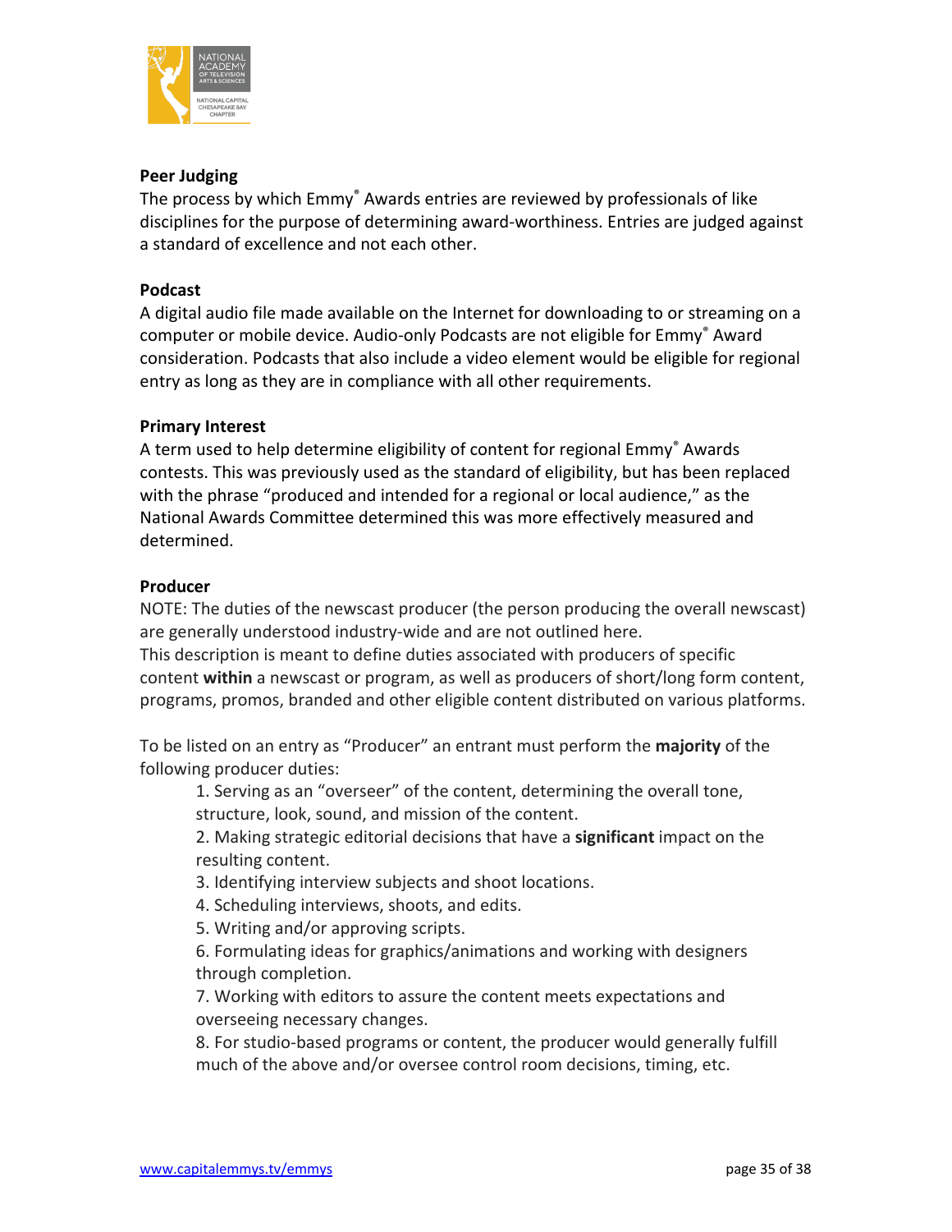**Peer Judging**

The process by which Emmy® Awards entries are reviewed by professionals of like disciplines for the purpose of determining award-worthiness. Entries are judged against a standard of excellence and not each other.

**Podcast**

A digital audio file made available on the Internet for downloading to or streaming on a computer or mobile device. Audio-only Podcasts are not eligible for Emmy® Award consideration. Podcasts that also include a video element would be eligible for regional entry as long as they are in compliance with all other requirements.

**Primary Interest**

A term used to help determine eligibility of content for regional Emmy® Awards contests. This was previously used as the standard of eligibility, but has been replaced with the phrase "produced and intended for a regional or local audience," as the National Awards Committee determined this was more effectively measured and determined.

**Producer**

NOTE: The duties of the newscast producer (the person producing the overall newscast) are generally understood industry-wide and are not outlined here.
This description is meant to define duties associated with producers of specific content **within** a newscast or program, as well as producers of short/long form content, programs, promos, branded and other eligible content distributed on various platforms.

To be listed on an entry as "Producer" an entrant must perform the **majority** of the following producer duties:

1. Serving as an "overseer" of the content, determining the overall tone, structure, look, sound, and mission of the content.
2. Making strategic editorial decisions that have a **significant** impact on the resulting content.
3. Identifying interview subjects and shoot locations.
4. Scheduling interviews, shoots, and edits.
5. Writing and/or approving scripts.
6. Formulating ideas for graphics/animations and working with designers through completion.
7. Working with editors to assure the content meets expectations and overseeing necessary changes.
8. For studio-based programs or content, the producer would generally fulfill much of the above and/or oversee control room decisions, timing, etc.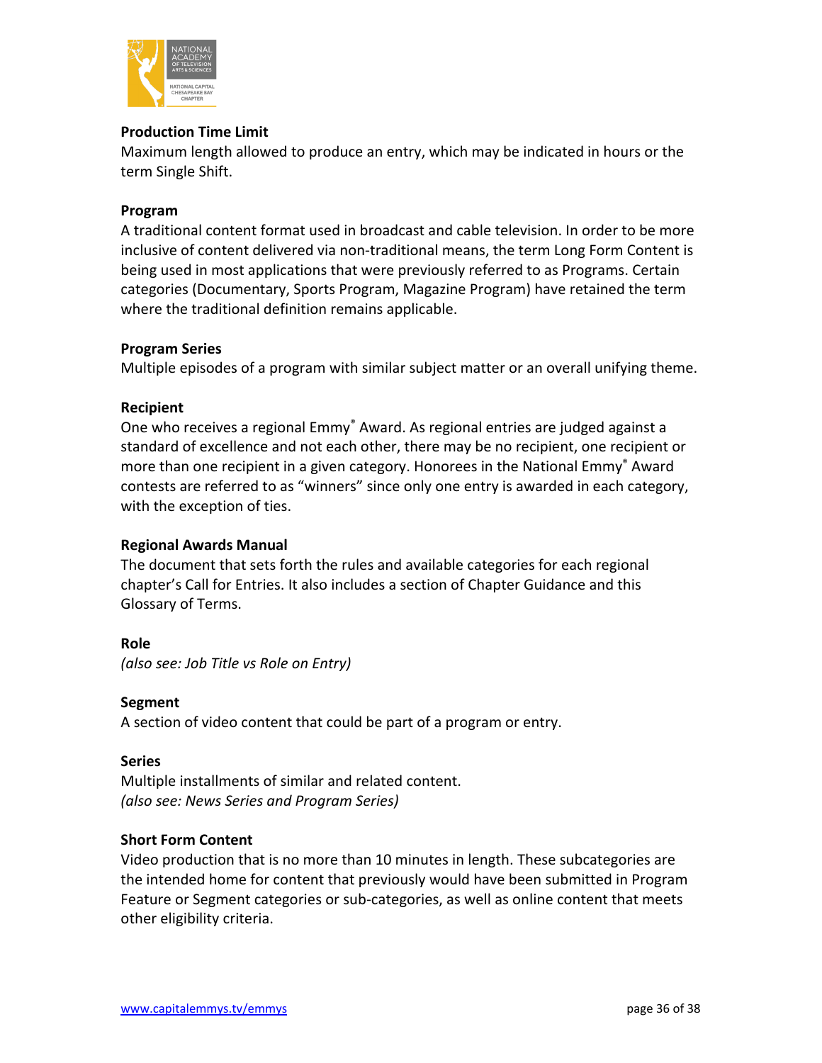**Production Time Limit**
Maximum length allowed to produce an entry, which may be indicated in hours or the term Single Shift.

**Program**
A traditional content format used in broadcast and cable television. In order to be more inclusive of content delivered via non-traditional means, the term Long Form Content is being used in most applications that were previously referred to as Programs. Certain categories (Documentary, Sports Program, Magazine Program) have retained the term where the traditional definition remains applicable.

**Program Series**
Multiple episodes of a program with similar subject matter or an overall unifying theme.

**Recipient**
One who receives a regional Emmy® Award. As regional entries are judged against a standard of excellence and not each other, there may be no recipient, one recipient or more than one recipient in a given category. Honorees in the National Emmy® Award contests are referred to as "winners" since only one entry is awarded in each category, with the exception of ties.

**Regional Awards Manual**
The document that sets forth the rules and available categories for each regional chapter's Call for Entries. It also includes a section of Chapter Guidance and this Glossary of Terms.

**Role**
*(also see: Job Title vs Role on Entry)*

**Segment**
A section of video content that could be part of a program or entry.

**Series**
Multiple installments of similar and related content.
*(also see: News Series and Program Series)*

**Short Form Content**
Video production that is no more than 10 minutes in length. These subcategories are the intended home for content that previously would have been submitted in Program Feature or Segment categories or sub-categories, as well as online content that meets other eligibility criteria.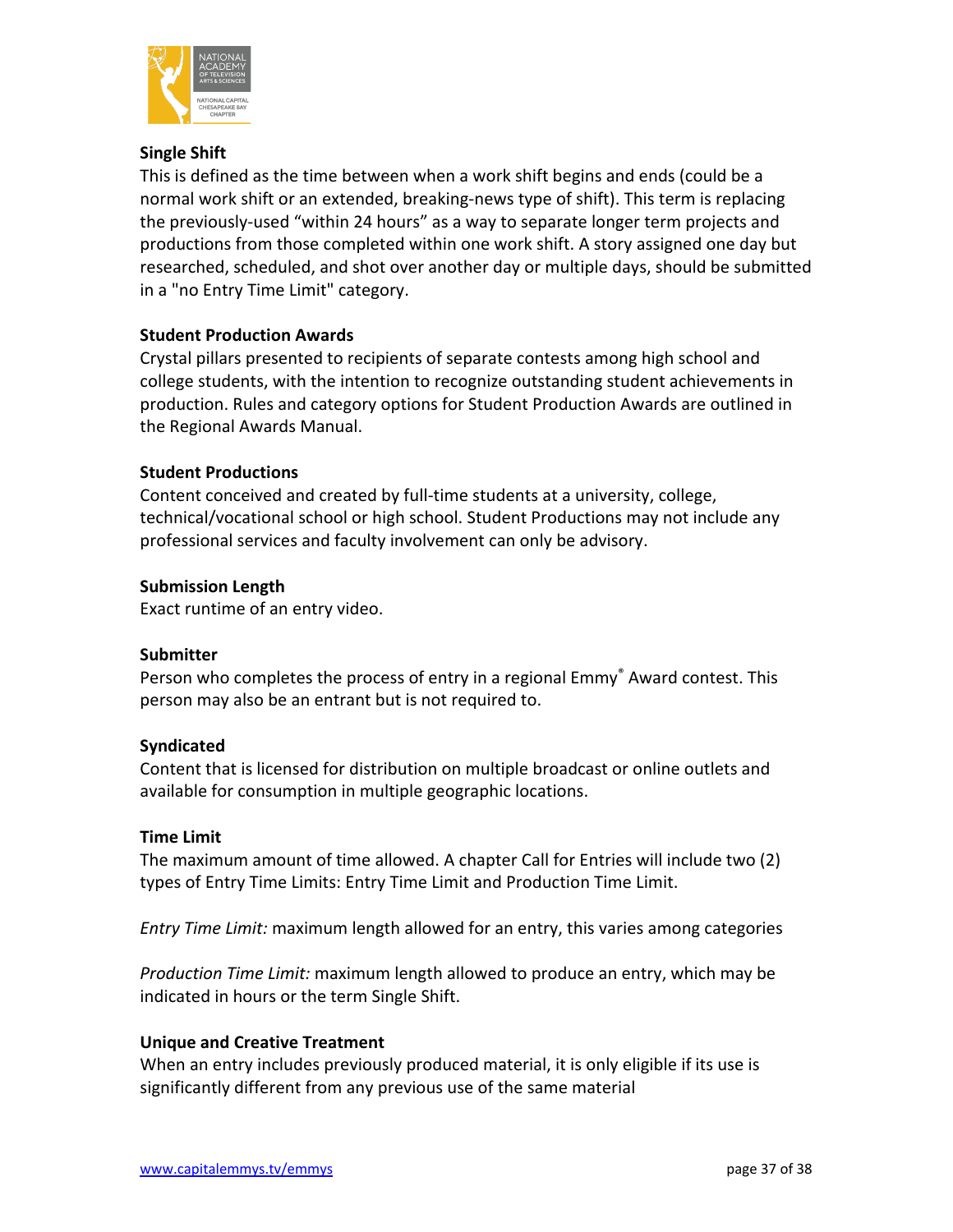**Single Shift**
This is defined as the time between when a work shift begins and ends (could be a normal work shift or an extended, breaking-news type of shift). This term is replacing the previously-used "within 24 hours" as a way to separate longer term projects and productions from those completed within one work shift. A story assigned one day but researched, scheduled, and shot over another day or multiple days, should be submitted in a "no Entry Time Limit" category.

**Student Production Awards**
Crystal pillars presented to recipients of separate contests among high school and college students, with the intention to recognize outstanding student achievements in production. Rules and category options for Student Production Awards are outlined in the Regional Awards Manual.

**Student Productions**
Content conceived and created by full-time students at a university, college, technical/vocational school or high school. Student Productions may not include any professional services and faculty involvement can only be advisory.

**Submission Length**
Exact runtime of an entry video.

**Submitter**
Person who completes the process of entry in a regional Emmy® Award contest. This person may also be an entrant but is not required to.

**Syndicated**
Content that is licensed for distribution on multiple broadcast or online outlets and available for consumption in multiple geographic locations.

**Time Limit**
The maximum amount of time allowed. A chapter Call for Entries will include two (2) types of Entry Time Limits: Entry Time Limit and Production Time Limit.

*Entry Time Limit:* maximum length allowed for an entry, this varies among categories

*Production Time Limit:* maximum length allowed to produce an entry, which may be indicated in hours or the term Single Shift.

**Unique and Creative Treatment**
When an entry includes previously produced material, it is only eligible if its use is significantly different from any previous use of the same material